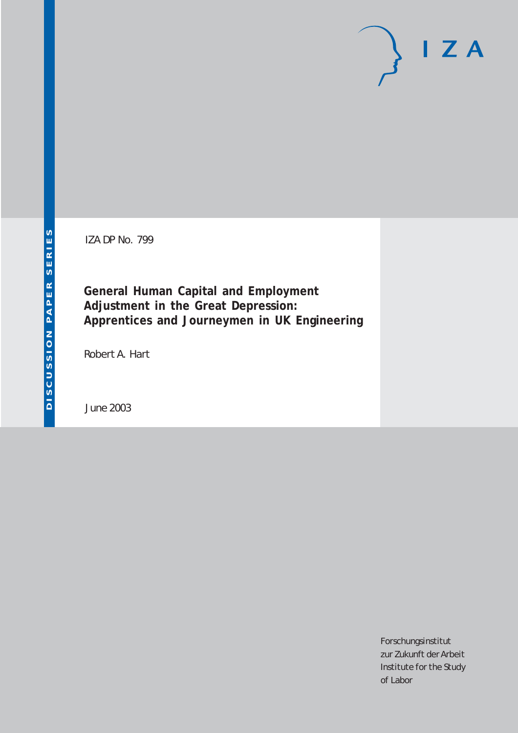IZA DP No. 799

# General Human Capital and Employment Adjustment in the Great Depression: Apprentices and Journeymen in UK Engineering

Robert A. Hart

June 2003

Forschungsinstitut
zur Zukunft der Arbeit
Institute for the Study
of Labor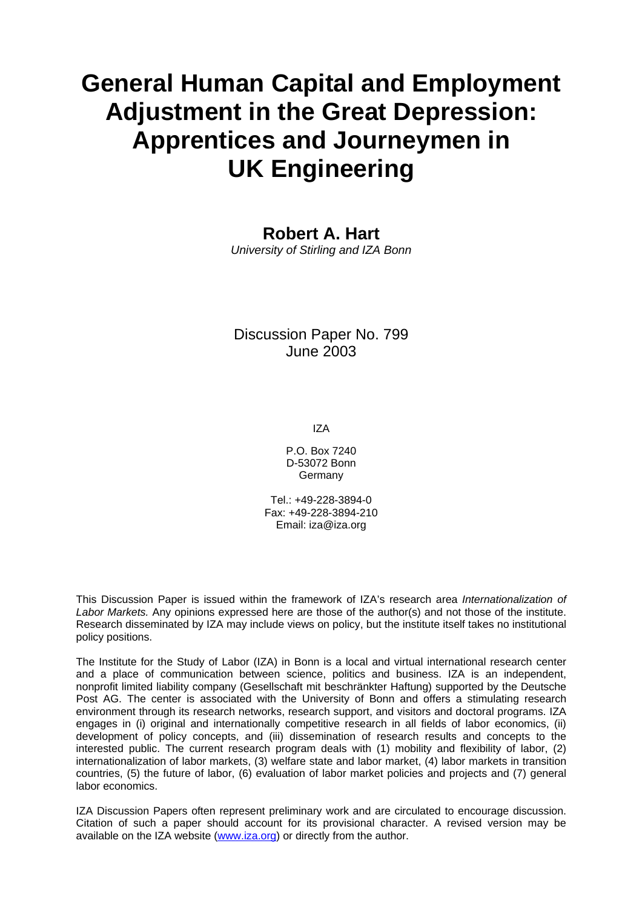# General Human Capital and Employment Adjustment in the Great Depression: Apprentices and Journeymen in UK Engineering

**Robert A. Hart**
*University of Stirling and IZA Bonn*

Discussion Paper No. 799
June 2003

IZA

P.O. Box 7240
D-53072 Bonn
Germany

Tel.: +49-228-3894-0
Fax: +49-228-3894-210
Email: iza@iza.org

This Discussion Paper is issued within the framework of IZA's research area *Internationalization of Labor Markets.* Any opinions expressed here are those of the author(s) and not those of the institute. Research disseminated by IZA may include views on policy, but the institute itself takes no institutional policy positions.

The Institute for the Study of Labor (IZA) in Bonn is a local and virtual international research center and a place of communication between science, politics and business. IZA is an independent, nonprofit limited liability company (Gesellschaft mit beschränkter Haftung) supported by the Deutsche Post AG. The center is associated with the University of Bonn and offers a stimulating research environment through its research networks, research support, and visitors and doctoral programs. IZA engages in (i) original and internationally competitive research in all fields of labor economics, (ii) development of policy concepts, and (iii) dissemination of research results and concepts to the interested public. The current research program deals with (1) mobility and flexibility of labor, (2) internationalization of labor markets, (3) welfare state and labor market, (4) labor markets in transition countries, (5) the future of labor, (6) evaluation of labor market policies and projects and (7) general labor economics.

IZA Discussion Papers often represent preliminary work and are circulated to encourage discussion. Citation of such a paper should account for its provisional character. A revised version may be available on the IZA website (www.iza.org) or directly from the author.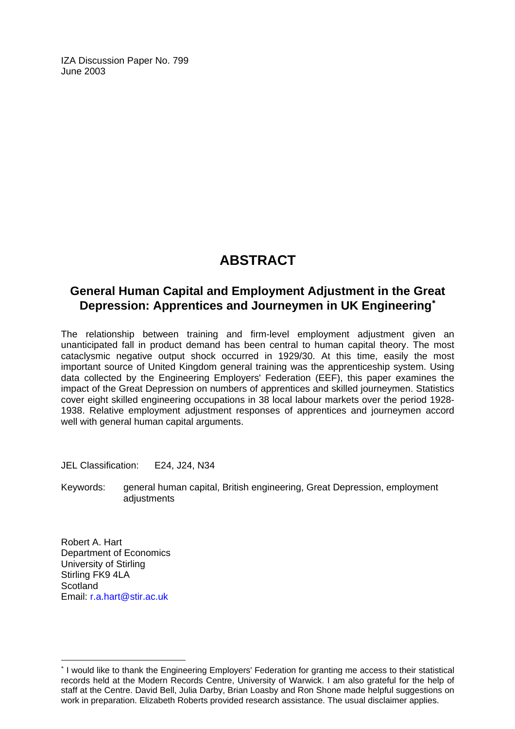IZA Discussion Paper No. 799
June 2003

# ABSTRACT

## General Human Capital and Employment Adjustment in the Great Depression: Apprentices and Journeymen in UK Engineering[*]

The relationship between training and firm-level employment adjustment given an unanticipated fall in product demand has been central to human capital theory. The most cataclysmic negative output shock occurred in 1929/30. At this time, easily the most important source of United Kingdom general training was the apprenticeship system. Using data collected by the Engineering Employers' Federation (EEF), this paper examines the impact of the Great Depression on numbers of apprentices and skilled journeymen. Statistics cover eight skilled engineering occupations in 38 local labour markets over the period 1928-1938. Relative employment adjustment responses of apprentices and journeymen accord well with general human capital arguments.

JEL Classification: E24, J24, N34

Keywords: general human capital, British engineering, Great Depression, employment adjustments

Robert A. Hart
Department of Economics
University of Stirling
Stirling FK9 4LA
Scotland
Email: r.a.hart@stir.ac.uk

[*] I would like to thank the Engineering Employers' Federation for granting me access to their statistical records held at the Modern Records Centre, University of Warwick. I am also grateful for the help of staff at the Centre. David Bell, Julia Darby, Brian Loasby and Ron Shone made helpful suggestions on work in preparation. Elizabeth Roberts provided research assistance. The usual disclaimer applies.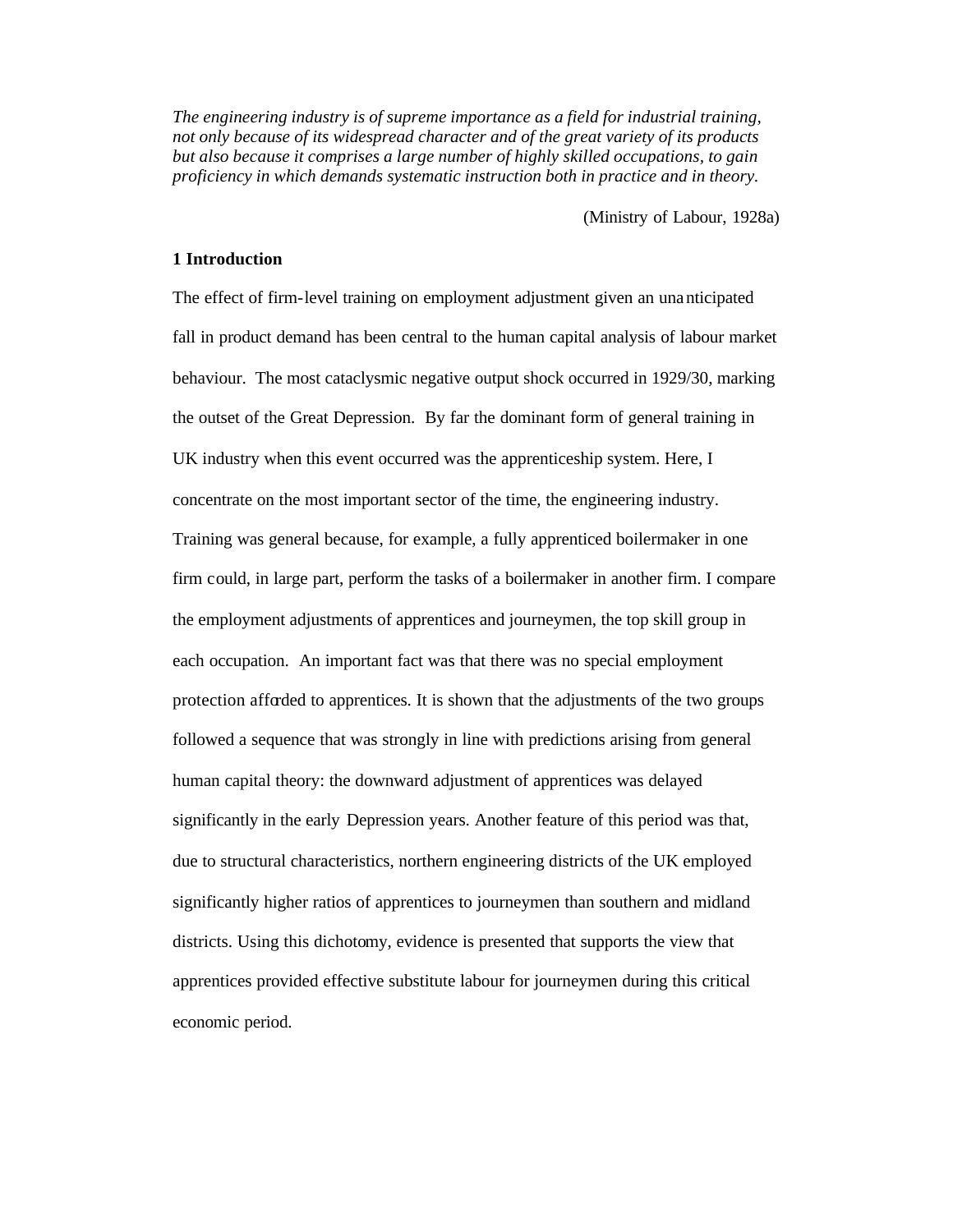*The engineering industry is of supreme importance as a field for industrial training, not only because of its widespread character and of the great variety of its products but also because it comprises a large number of highly skilled occupations, to gain proficiency in which demands systematic instruction both in practice and in theory.*

(Ministry of Labour, 1928a)

## 1 Introduction

The effect of firm-level training on employment adjustment given an unanticipated fall in product demand has been central to the human capital analysis of labour market behaviour. The most cataclysmic negative output shock occurred in 1929/30, marking the outset of the Great Depression. By far the dominant form of general training in UK industry when this event occurred was the apprenticeship system. Here, I concentrate on the most important sector of the time, the engineering industry. Training was general because, for example, a fully apprenticed boilermaker in one firm could, in large part, perform the tasks of a boilermaker in another firm. I compare the employment adjustments of apprentices and journeymen, the top skill group in each occupation. An important fact was that there was no special employment protection afforded to apprentices. It is shown that the adjustments of the two groups followed a sequence that was strongly in line with predictions arising from general human capital theory: the downward adjustment of apprentices was delayed significantly in the early Depression years. Another feature of this period was that, due to structural characteristics, northern engineering districts of the UK employed significantly higher ratios of apprentices to journeymen than southern and midland districts. Using this dichotomy, evidence is presented that supports the view that apprentices provided effective substitute labour for journeymen during this critical economic period.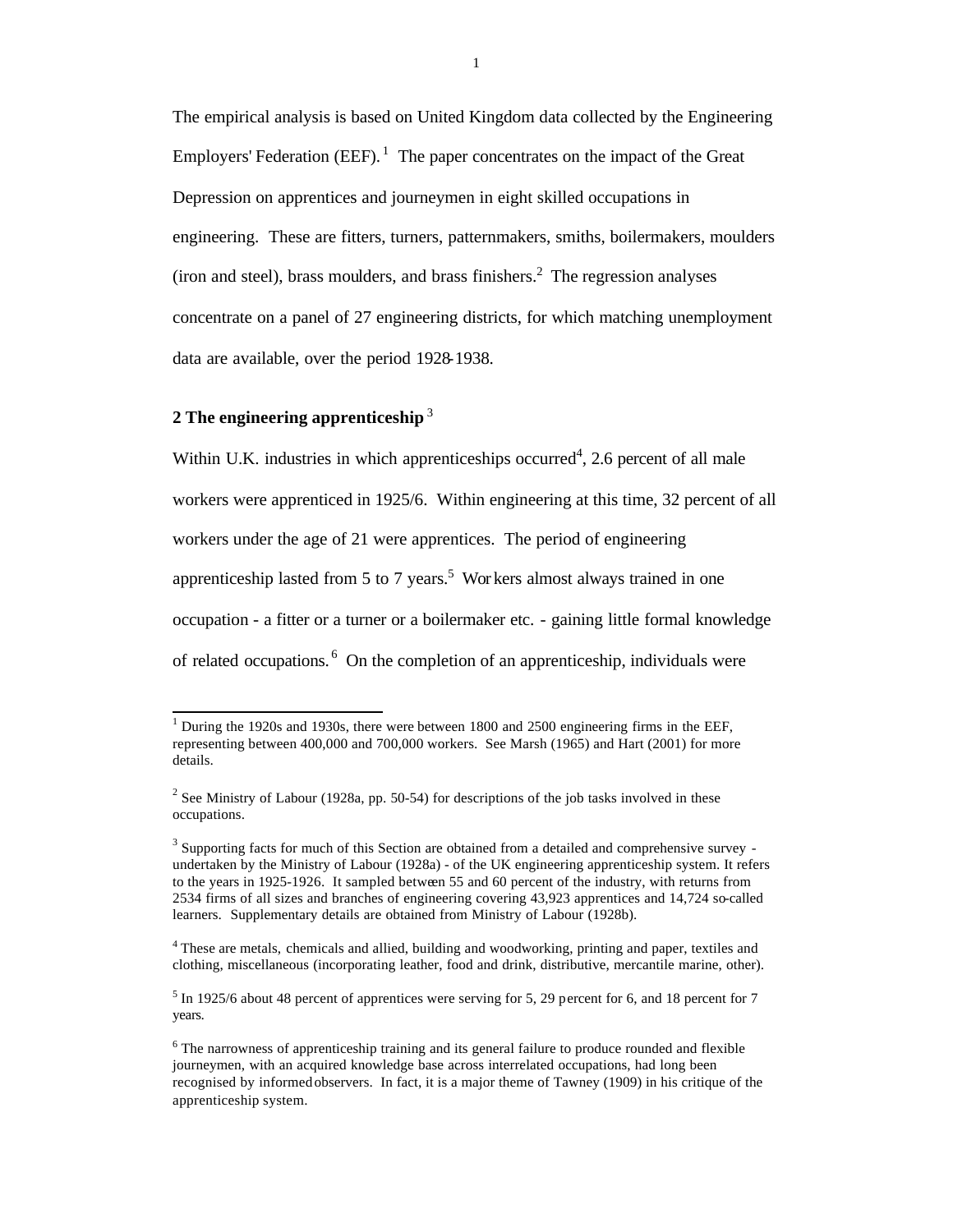The empirical analysis is based on United Kingdom data collected by the Engineering Employers' Federation (EEF).[1] The paper concentrates on the impact of the Great Depression on apprentices and journeymen in eight skilled occupations in engineering. These are fitters, turners, patternmakers, smiths, boilermakers, moulders (iron and steel), brass moulders, and brass finishers.[2] The regression analyses concentrate on a panel of 27 engineering districts, for which matching unemployment data are available, over the period 1928-1938.

## 2 The engineering apprenticeship[3]

Within U.K. industries in which apprenticeships occurred[4], 2.6 percent of all male workers were apprenticed in 1925/6. Within engineering at this time, 32 percent of all workers under the age of 21 were apprentices. The period of engineering apprenticeship lasted from 5 to 7 years.[5] Workers almost always trained in one occupation - a fitter or a turner or a boilermaker etc. - gaining little formal knowledge of related occupations.[6] On the completion of an apprenticeship, individuals were

---

[1] During the 1920s and 1930s, there were between 1800 and 2500 engineering firms in the EEF, representing between 400,000 and 700,000 workers. See Marsh (1965) and Hart (2001) for more details.

[2] See Ministry of Labour (1928a, pp. 50-54) for descriptions of the job tasks involved in these occupations.

[3] Supporting facts for much of this Section are obtained from a detailed and comprehensive survey - undertaken by the Ministry of Labour (1928a) - of the UK engineering apprenticeship system. It refers to the years in 1925-1926. It sampled between 55 and 60 percent of the industry, with returns from 2534 firms of all sizes and branches of engineering covering 43,923 apprentices and 14,724 so-called learners. Supplementary details are obtained from Ministry of Labour (1928b).

[4] These are metals, chemicals and allied, building and woodworking, printing and paper, textiles and clothing, miscellaneous (incorporating leather, food and drink, distributive, mercantile marine, other).

[5] In 1925/6 about 48 percent of apprentices were serving for 5, 29 percent for 6, and 18 percent for 7 years.

[6] The narrowness of apprenticeship training and its general failure to produce rounded and flexible journeymen, with an acquired knowledge base across interrelated occupations, had long been recognised by informed observers. In fact, it is a major theme of Tawney (1909) in his critique of the apprenticeship system.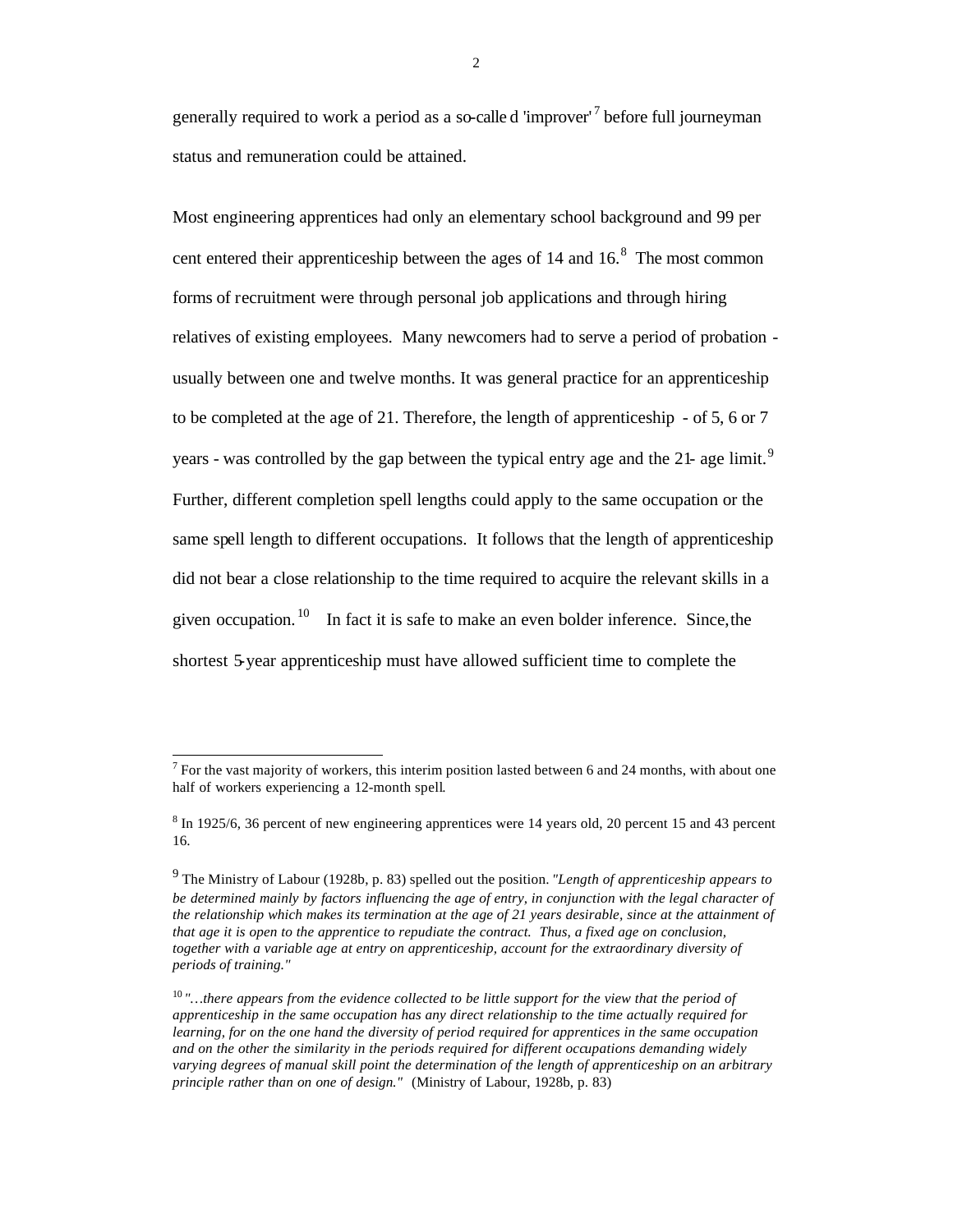generally required to work a period as a so-called 'improver'[7] before full journeyman status and remuneration could be attained.

Most engineering apprentices had only an elementary school background and 99 per cent entered their apprenticeship between the ages of 14 and 16.[8] The most common forms of recruitment were through personal job applications and through hiring relatives of existing employees. Many newcomers had to serve a period of probation - usually between one and twelve months. It was general practice for an apprenticeship to be completed at the age of 21. Therefore, the length of apprenticeship - of 5, 6 or 7 years - was controlled by the gap between the typical entry age and the 21- age limit.[9] Further, different completion spell lengths could apply to the same occupation or the same spell length to different occupations. It follows that the length of apprenticeship did not bear a close relationship to the time required to acquire the relevant skills in a given occupation.[10] In fact it is safe to make an even bolder inference. Since, the shortest 5-year apprenticeship must have allowed sufficient time to complete the

---

[7] For the vast majority of workers, this interim position lasted between 6 and 24 months, with about one half of workers experiencing a 12-month spell.

[8] In 1925/6, 36 percent of new engineering apprentices were 14 years old, 20 percent 15 and 43 percent 16.

[9] The Ministry of Labour (1928b, p. 83) spelled out the position. *"Length of apprenticeship appears to be determined mainly by factors influencing the age of entry, in conjunction with the legal character of the relationship which makes its termination at the age of 21 years desirable, since at the attainment of that age it is open to the apprentice to repudiate the contract. Thus, a fixed age on conclusion, together with a variable age at entry on apprenticeship, account for the extraordinary diversity of periods of training."*

[10] *"…there appears from the evidence collected to be little support for the view that the period of apprenticeship in the same occupation has any direct relationship to the time actually required for learning, for on the one hand the diversity of period required for apprentices in the same occupation and on the other the similarity in the periods required for different occupations demanding widely varying degrees of manual skill point the determination of the length of apprenticeship on an arbitrary principle rather than on one of design."* (Ministry of Labour, 1928b, p. 83)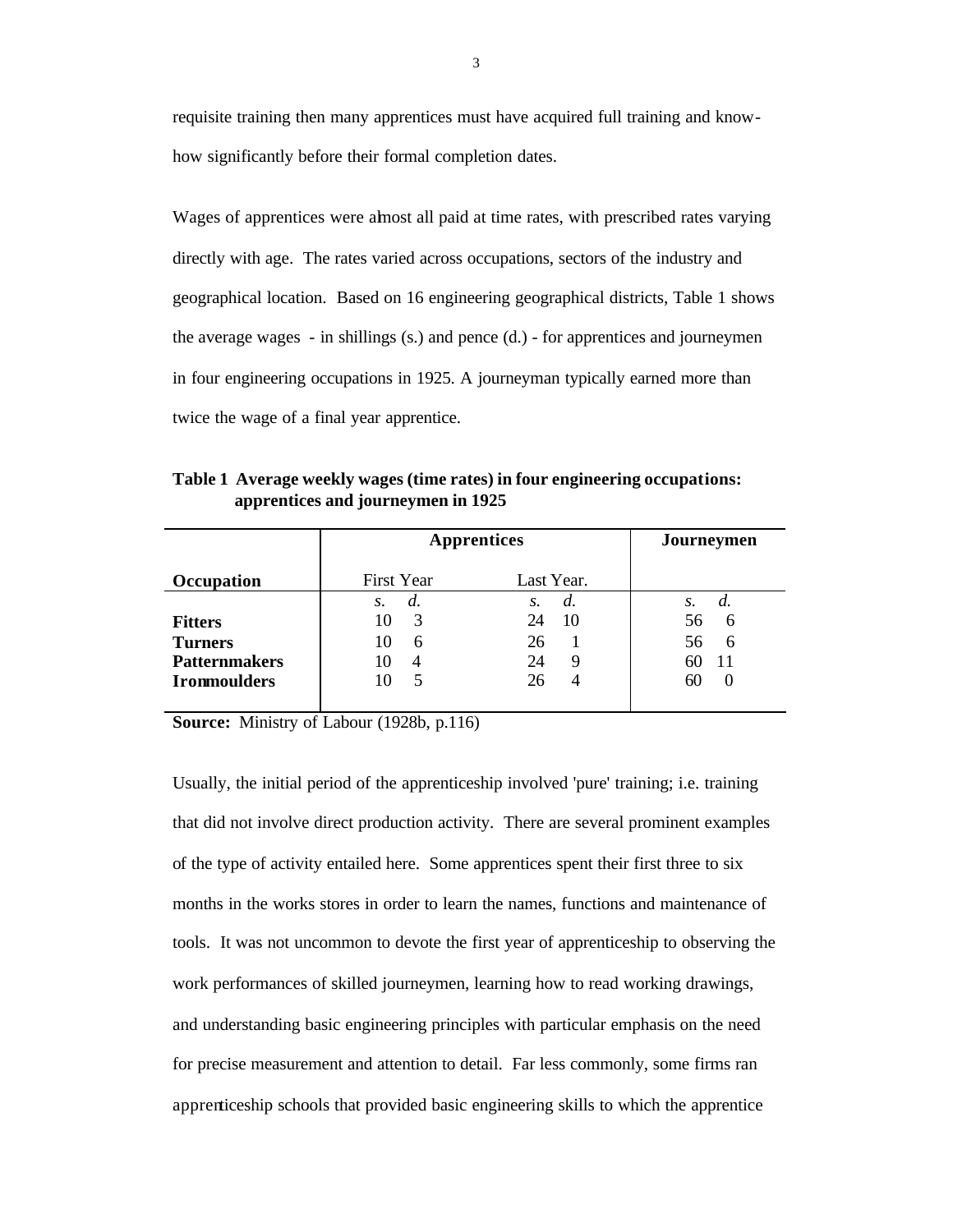requisite training then many apprentices must have acquired full training and know-how significantly before their formal completion dates.

Wages of apprentices were almost all paid at time rates, with prescribed rates varying directly with age. The rates varied across occupations, sectors of the industry and geographical location. Based on 16 engineering geographical districts, Table 1 shows the average wages - in shillings (s.) and pence (d.) - for apprentices and journeymen in four engineering occupations in 1925. A journeyman typically earned more than twice the wage of a final year apprentice.

**Table 1 Average weekly wages (time rates) in four engineering occupations: apprentices and journeymen in 1925**

| | Apprentices | | | | Journeymen | |
|---|---|---|---|---|---|---|
| **Occupation** | First Year | | Last Year. | | | |
| | *s.* | *d.* | *s.* | *d.* | *s.* | *d.* |
| **Fitters** | 10 | 3 | 24 | 10 | 56 | 6 |
| **Turners** | 10 | 6 | 26 | 1 | 56 | 6 |
| **Patternmakers** | 10 | 4 | 24 | 9 | 60 | 11 |
| **Ironmoulders** | 10 | 5 | 26 | 4 | 60 | 0 |

**Source:** Ministry of Labour (1928b, p.116)

Usually, the initial period of the apprenticeship involved 'pure' training; i.e. training that did not involve direct production activity. There are several prominent examples of the type of activity entailed here. Some apprentices spent their first three to six months in the works stores in order to learn the names, functions and maintenance of tools. It was not uncommon to devote the first year of apprenticeship to observing the work performances of skilled journeymen, learning how to read working drawings, and understanding basic engineering principles with particular emphasis on the need for precise measurement and attention to detail. Far less commonly, some firms ran apprenticeship schools that provided basic engineering skills to which the apprentice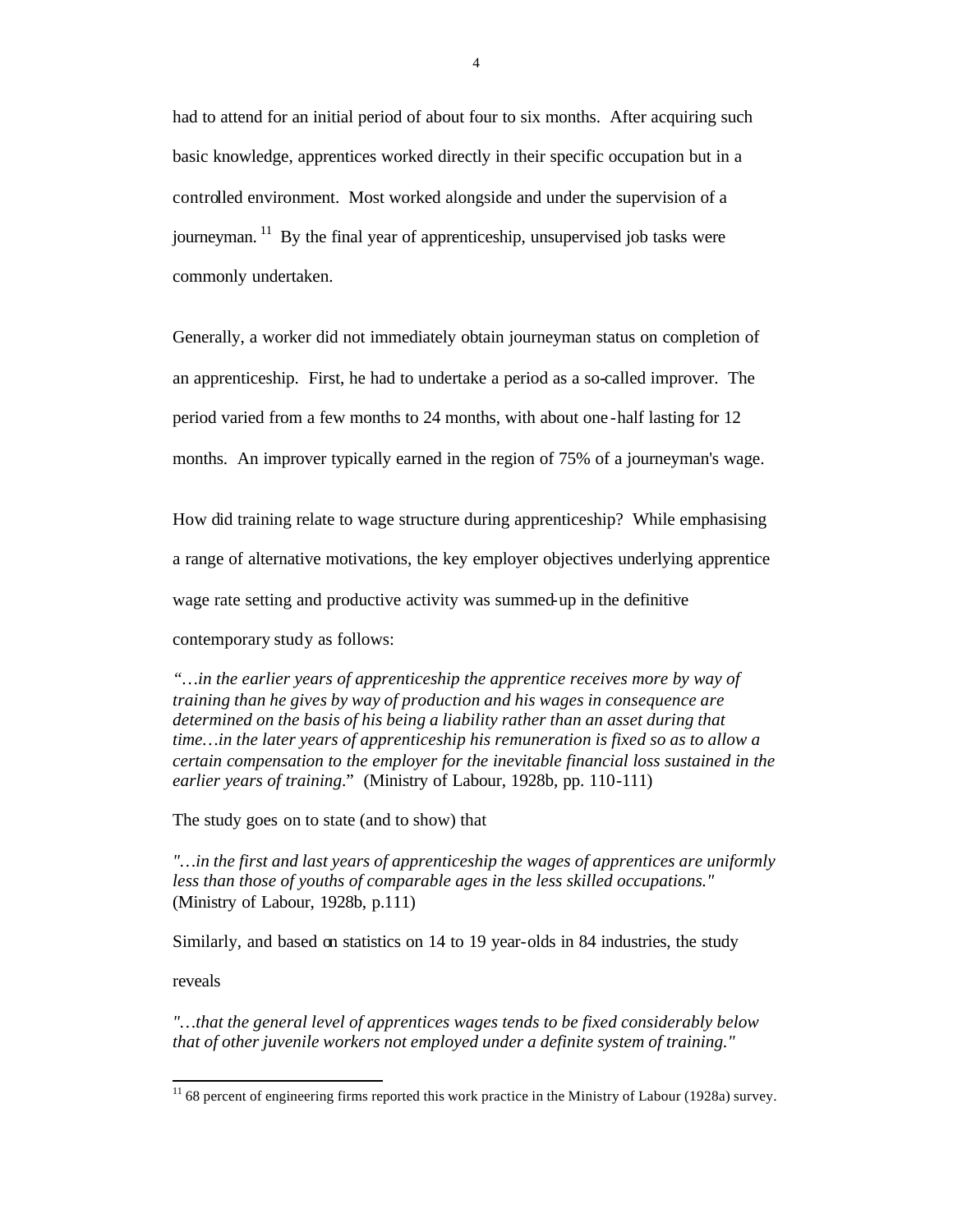had to attend for an initial period of about four to six months. After acquiring such basic knowledge, apprentices worked directly in their specific occupation but in a controlled environment. Most worked alongside and under the supervision of a journeyman.[11] By the final year of apprenticeship, unsupervised job tasks were commonly undertaken.

Generally, a worker did not immediately obtain journeyman status on completion of an apprenticeship. First, he had to undertake a period as a so-called improver. The period varied from a few months to 24 months, with about one-half lasting for 12 months. An improver typically earned in the region of 75% of a journeyman's wage.

How did training relate to wage structure during apprenticeship? While emphasising a range of alternative motivations, the key employer objectives underlying apprentice wage rate setting and productive activity was summed-up in the definitive contemporary study as follows:

"*…in the earlier years of apprenticeship the apprentice receives more by way of training than he gives by way of production and his wages in consequence are determined on the basis of his being a liability rather than an asset during that time…in the later years of apprenticeship his remuneration is fixed so as to allow a certain compensation to the employer for the inevitable financial loss sustained in the earlier years of training.*" (Ministry of Labour, 1928b, pp. 110-111)

The study goes on to state (and to show) that

"*…in the first and last years of apprenticeship the wages of apprentices are uniformly less than those of youths of comparable ages in the less skilled occupations.*" (Ministry of Labour, 1928b, p.111)

Similarly, and based on statistics on 14 to 19 year-olds in 84 industries, the study reveals

"*…that the general level of apprentices wages tends to be fixed considerably below that of other juvenile workers not employed under a definite system of training.*"

---

[11] 68 percent of engineering firms reported this work practice in the Ministry of Labour (1928a) survey.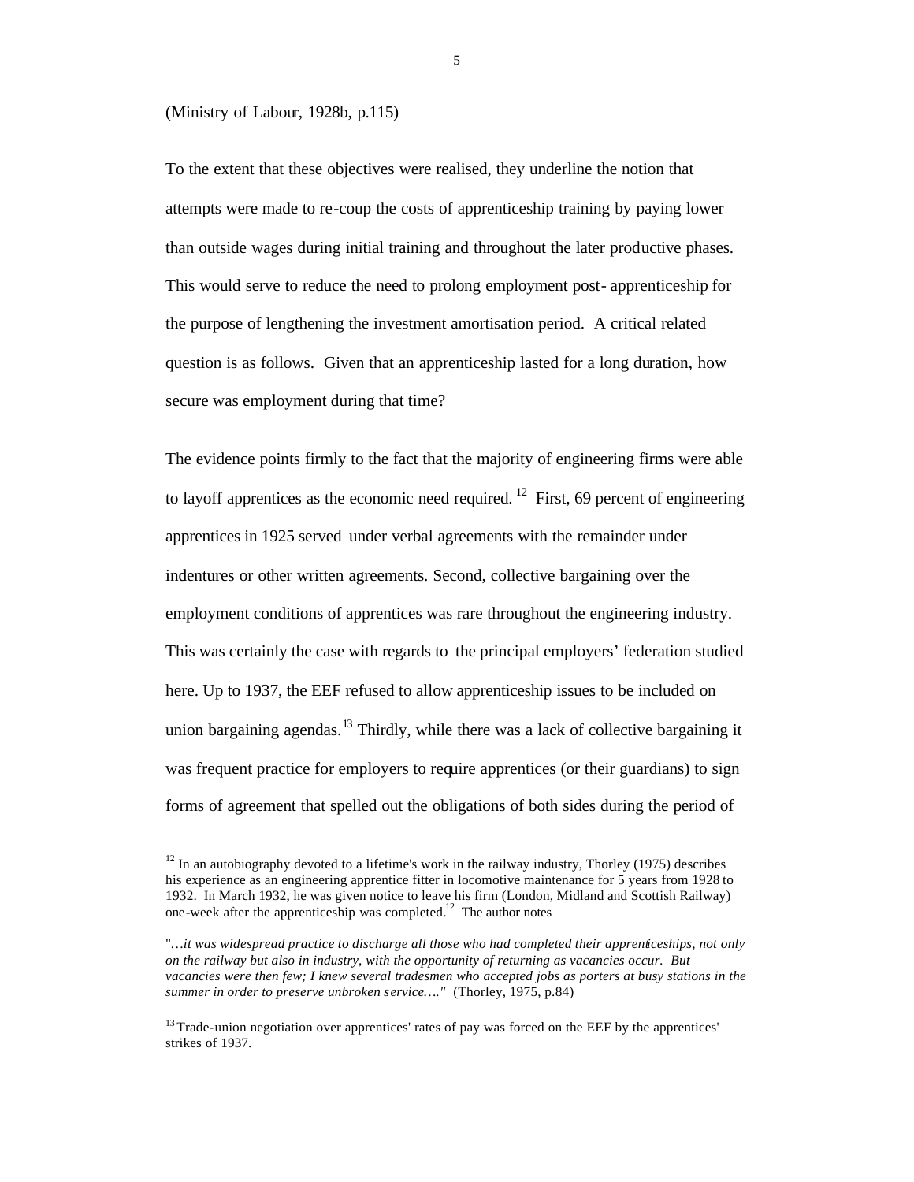(Ministry of Labour, 1928b, p.115)

To the extent that these objectives were realised, they underline the notion that attempts were made to re-coup the costs of apprenticeship training by paying lower than outside wages during initial training and throughout the later productive phases. This would serve to reduce the need to prolong employment post-apprenticeship for the purpose of lengthening the investment amortisation period. A critical related question is as follows. Given that an apprenticeship lasted for a long duration, how secure was employment during that time?

The evidence points firmly to the fact that the majority of engineering firms were able to layoff apprentices as the economic need required. [12] First, 69 percent of engineering apprentices in 1925 served under verbal agreements with the remainder under indentures or other written agreements. Second, collective bargaining over the employment conditions of apprentices was rare throughout the engineering industry. This was certainly the case with regards to the principal employers' federation studied here. Up to 1937, the EEF refused to allow apprenticeship issues to be included on union bargaining agendas.[13] Thirdly, while there was a lack of collective bargaining it was frequent practice for employers to require apprentices (or their guardians) to sign forms of agreement that spelled out the obligations of both sides during the period of

---

[12] In an autobiography devoted to a lifetime's work in the railway industry, Thorley (1975) describes his experience as an engineering apprentice fitter in locomotive maintenance for 5 years from 1928 to 1932. In March 1932, he was given notice to leave his firm (London, Midland and Scottish Railway) one-week after the apprenticeship was completed.[12] The author notes

"*…it was widespread practice to discharge all those who had completed their apprenticeships, not only on the railway but also in industry, with the opportunity of returning as vacancies occur. But vacancies were then few; I knew several tradesmen who accepted jobs as porters at busy stations in the summer in order to preserve unbroken service…."* (Thorley, 1975, p.84)

[13] Trade-union negotiation over apprentices' rates of pay was forced on the EEF by the apprentices' strikes of 1937.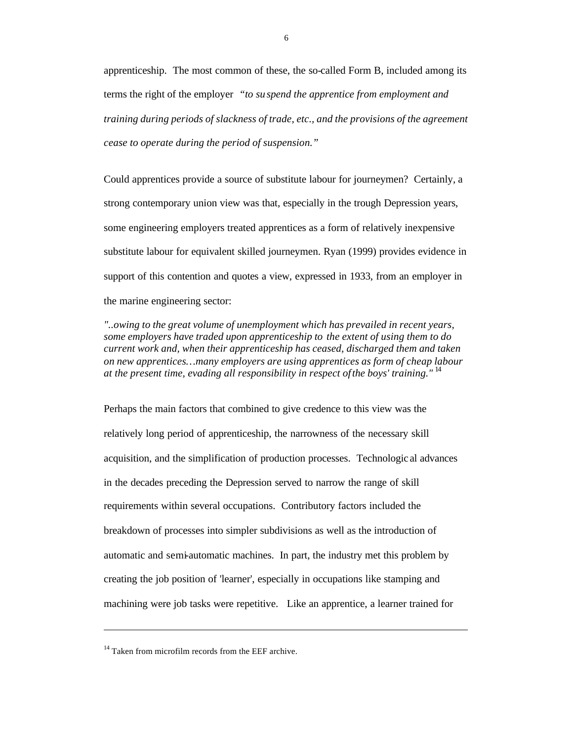apprenticeship. The most common of these, the so-called Form B, included among its terms the right of the employer *"to suspend the apprentice from employment and training during periods of slackness of trade, etc., and the provisions of the agreement cease to operate during the period of suspension."*

Could apprentices provide a source of substitute labour for journeymen? Certainly, a strong contemporary union view was that, especially in the trough Depression years, some engineering employers treated apprentices as a form of relatively inexpensive substitute labour for equivalent skilled journeymen. Ryan (1999) provides evidence in support of this contention and quotes a view, expressed in 1933, from an employer in the marine engineering sector:

*"..owing to the great volume of unemployment which has prevailed in recent years, some employers have traded upon apprenticeship to the extent of using them to do current work and, when their apprenticeship has ceased, discharged them and taken on new apprentices…many employers are using apprentices as form of cheap labour at the present time, evading all responsibility in respect of the boys' training."* [14]

Perhaps the main factors that combined to give credence to this view was the relatively long period of apprenticeship, the narrowness of the necessary skill acquisition, and the simplification of production processes. Technological advances in the decades preceding the Depression served to narrow the range of skill requirements within several occupations. Contributory factors included the breakdown of processes into simpler subdivisions as well as the introduction of automatic and semi-automatic machines. In part, the industry met this problem by creating the job position of 'learner', especially in occupations like stamping and machining were job tasks were repetitive. Like an apprentice, a learner trained for

---

[14] Taken from microfilm records from the EEF archive.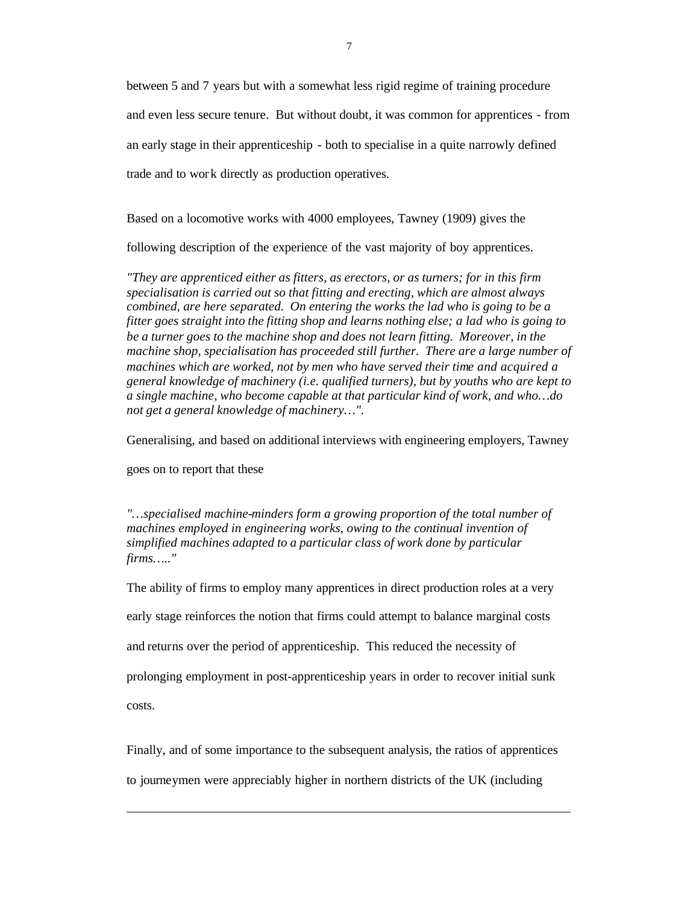between 5 and 7 years but with a somewhat less rigid regime of training procedure and even less secure tenure. But without doubt, it was common for apprentices - from an early stage in their apprenticeship - both to specialise in a quite narrowly defined trade and to work directly as production operatives.

Based on a locomotive works with 4000 employees, Tawney (1909) gives the following description of the experience of the vast majority of boy apprentices.

*"They are apprenticed either as fitters, as erectors, or as turners; for in this firm specialisation is carried out so that fitting and erecting, which are almost always combined, are here separated. On entering the works the lad who is going to be a fitter goes straight into the fitting shop and learns nothing else; a lad who is going to be a turner goes to the machine shop and does not learn fitting. Moreover, in the machine shop, specialisation has proceeded still further. There are a large number of machines which are worked, not by men who have served their time and acquired a general knowledge of machinery (i.e. qualified turners), but by youths who are kept to a single machine, who become capable at that particular kind of work, and who…do not get a general knowledge of machinery…".*

Generalising, and based on additional interviews with engineering employers, Tawney goes on to report that these

*"…specialised machine-minders form a growing proportion of the total number of machines employed in engineering works, owing to the continual invention of simplified machines adapted to a particular class of work done by particular firms….."*

The ability of firms to employ many apprentices in direct production roles at a very early stage reinforces the notion that firms could attempt to balance marginal costs and returns over the period of apprenticeship. This reduced the necessity of prolonging employment in post-apprenticeship years in order to recover initial sunk costs.

Finally, and of some importance to the subsequent analysis, the ratios of apprentices to journeymen were appreciably higher in northern districts of the UK (including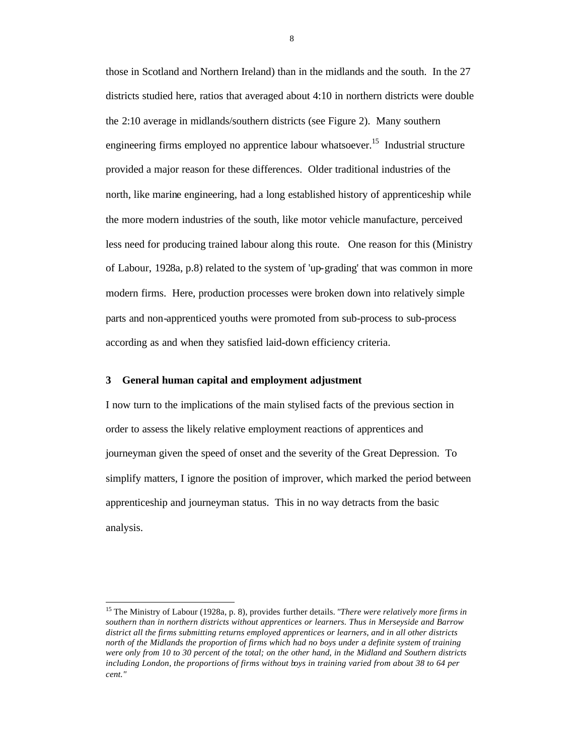those in Scotland and Northern Ireland) than in the midlands and the south. In the 27 districts studied here, ratios that averaged about 4:10 in northern districts were double the 2:10 average in midlands/southern districts (see Figure 2). Many southern engineering firms employed no apprentice labour whatsoever.[15] Industrial structure provided a major reason for these differences. Older traditional industries of the north, like marine engineering, had a long established history of apprenticeship while the more modern industries of the south, like motor vehicle manufacture, perceived less need for producing trained labour along this route. One reason for this (Ministry of Labour, 1928a, p.8) related to the system of 'up-grading' that was common in more modern firms. Here, production processes were broken down into relatively simple parts and non-apprenticed youths were promoted from sub-process to sub-process according as and when they satisfied laid-down efficiency criteria.

## 3 General human capital and employment adjustment

I now turn to the implications of the main stylised facts of the previous section in order to assess the likely relative employment reactions of apprentices and journeyman given the speed of onset and the severity of the Great Depression. To simplify matters, I ignore the position of improver, which marked the period between apprenticeship and journeyman status. This in no way detracts from the basic analysis.

---

[15] The Ministry of Labour (1928a, p. 8), provides further details. *"There were relatively more firms in southern than in northern districts without apprentices or learners. Thus in Merseyside and Barrow district all the firms submitting returns employed apprentices or learners, and in all other districts north of the Midlands the proportion of firms which had no boys under a definite system of training were only from 10 to 30 percent of the total; on the other hand, in the Midland and Southern districts including London, the proportions of firms without boys in training varied from about 38 to 64 per cent."*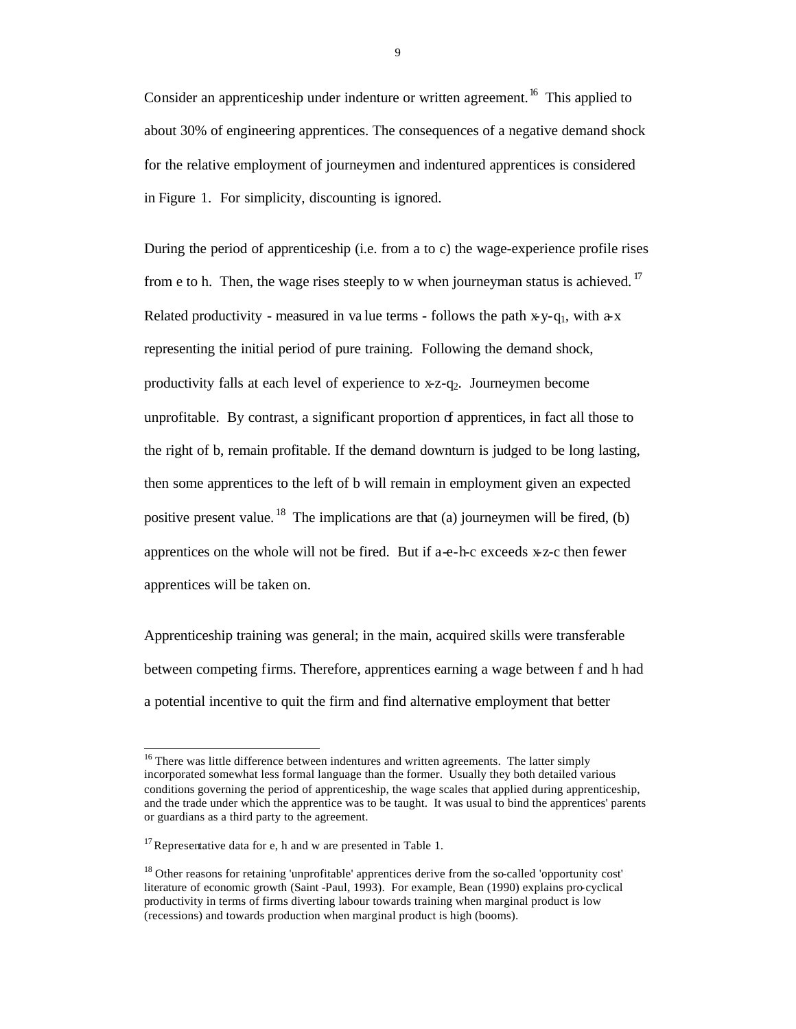Consider an apprenticeship under indenture or written agreement.[16] This applied to about 30% of engineering apprentices. The consequences of a negative demand shock for the relative employment of journeymen and indentured apprentices is considered in Figure 1. For simplicity, discounting is ignored.

During the period of apprenticeship (i.e. from a to c) the wage-experience profile rises from e to h. Then, the wage rises steeply to w when journeyman status is achieved.[17] Related productivity - measured in value terms - follows the path x-y-$q_1$, with a-x representing the initial period of pure training. Following the demand shock, productivity falls at each level of experience to x-z-$q_2$. Journeymen become unprofitable. By contrast, a significant proportion of apprentices, in fact all those to the right of b, remain profitable. If the demand downturn is judged to be long lasting, then some apprentices to the left of b will remain in employment given an expected positive present value.[18] The implications are that (a) journeymen will be fired, (b) apprentices on the whole will not be fired. But if a-e-h-c exceeds x-z-c then fewer apprentices will be taken on.

Apprenticeship training was general; in the main, acquired skills were transferable between competing firms. Therefore, apprentices earning a wage between f and h had a potential incentive to quit the firm and find alternative employment that better

---

[16] There was little difference between indentures and written agreements. The latter simply incorporated somewhat less formal language than the former. Usually they both detailed various conditions governing the period of apprenticeship, the wage scales that applied during apprenticeship, and the trade under which the apprentice was to be taught. It was usual to bind the apprentices' parents or guardians as a third party to the agreement.

[17] Representative data for e, h and w are presented in Table 1.

[18] Other reasons for retaining 'unprofitable' apprentices derive from the so-called 'opportunity cost' literature of economic growth (Saint-Paul, 1993). For example, Bean (1990) explains pro-cyclical productivity in terms of firms diverting labour towards training when marginal product is low (recessions) and towards production when marginal product is high (booms).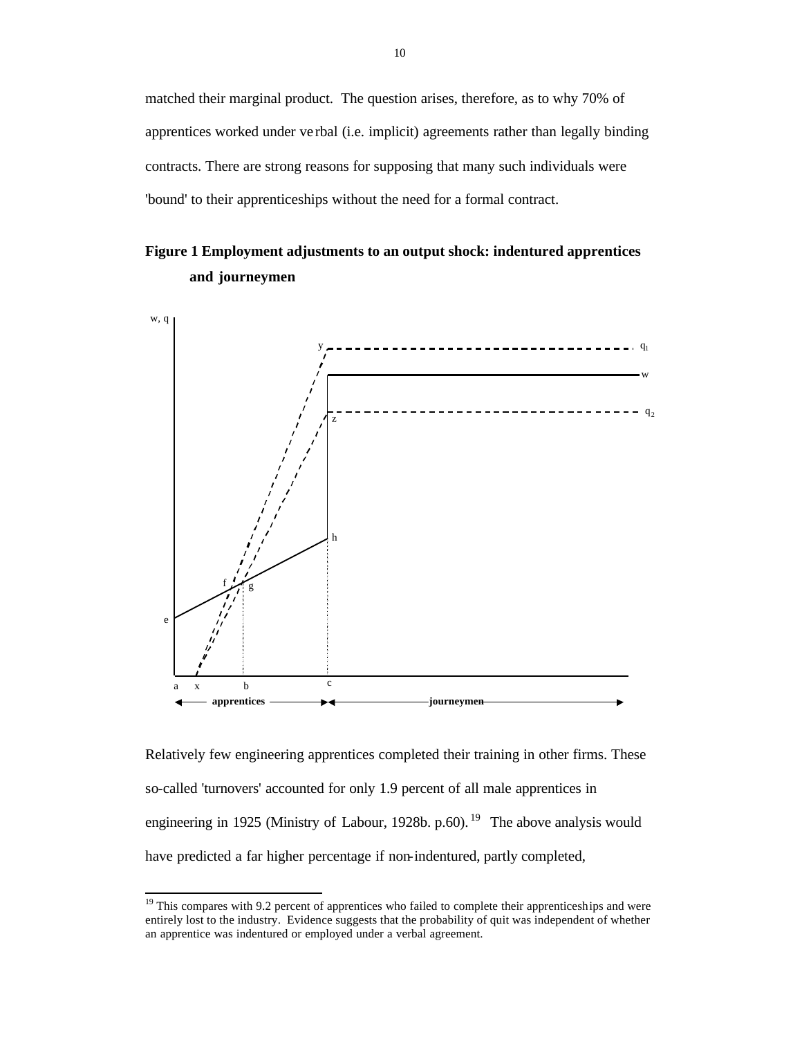matched their marginal product. The question arises, therefore, as to why 70% of apprentices worked under verbal (i.e. implicit) agreements rather than legally binding contracts. There are strong reasons for supposing that many such individuals were 'bound' to their apprenticeships without the need for a formal contract.

**Figure 1 Employment adjustments to an output shock: indentured apprentices and journeymen**

Relatively few engineering apprentices completed their training in other firms. These so-called 'turnovers' accounted for only 1.9 percent of all male apprentices in engineering in 1925 (Ministry of Labour, 1928b. p.60).[19] The above analysis would have predicted a far higher percentage if non-indentured, partly completed,

[19] This compares with 9.2 percent of apprentices who failed to complete their apprenticeships and were entirely lost to the industry. Evidence suggests that the probability of quit was independent of whether an apprentice was indentured or employed under a verbal agreement.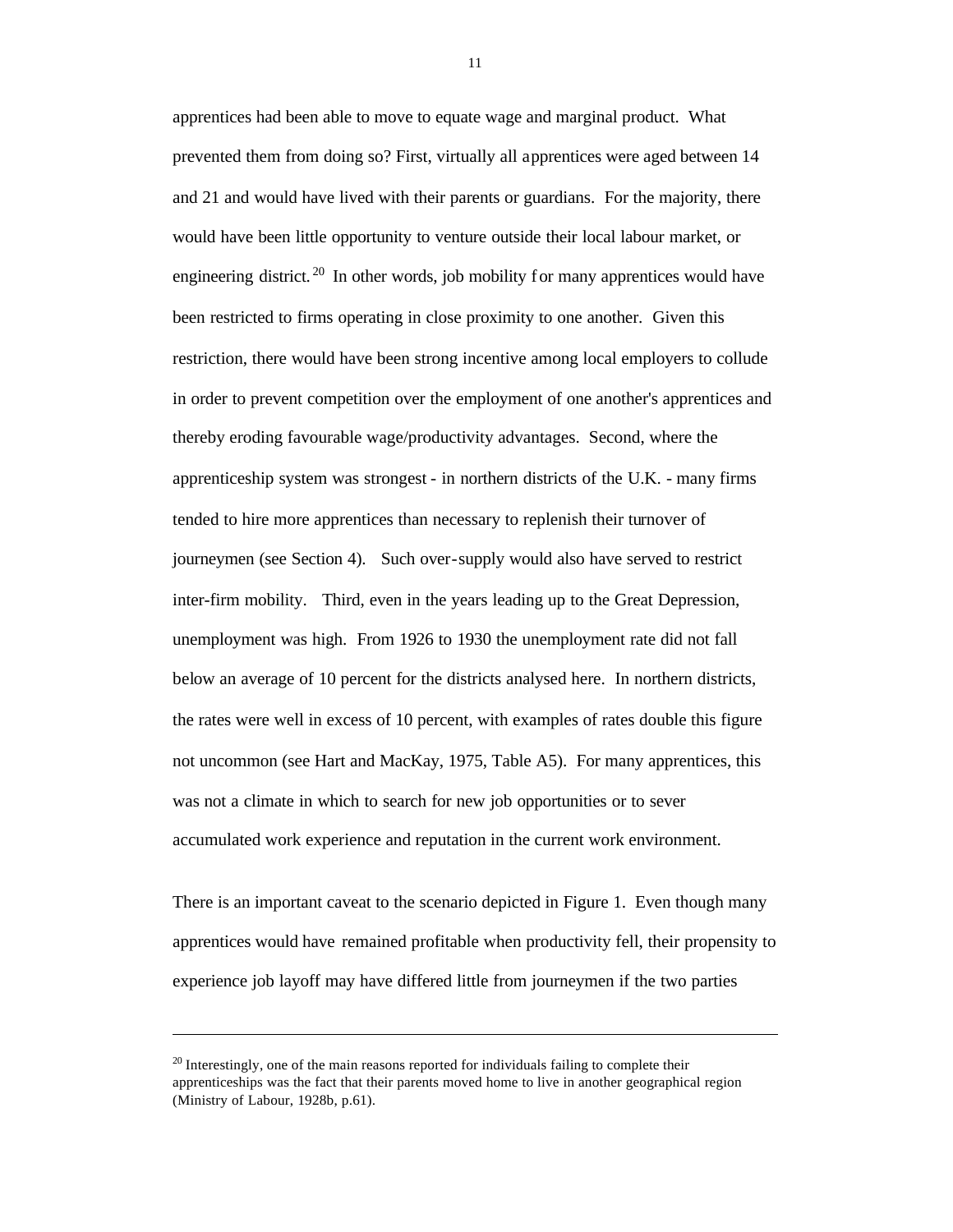apprentices had been able to move to equate wage and marginal product. What prevented them from doing so? First, virtually all apprentices were aged between 14 and 21 and would have lived with their parents or guardians. For the majority, there would have been little opportunity to venture outside their local labour market, or engineering district.[20] In other words, job mobility for many apprentices would have been restricted to firms operating in close proximity to one another. Given this restriction, there would have been strong incentive among local employers to collude in order to prevent competition over the employment of one another's apprentices and thereby eroding favourable wage/productivity advantages. Second, where the apprenticeship system was strongest - in northern districts of the U.K. - many firms tended to hire more apprentices than necessary to replenish their turnover of journeymen (see Section 4). Such over-supply would also have served to restrict inter-firm mobility. Third, even in the years leading up to the Great Depression, unemployment was high. From 1926 to 1930 the unemployment rate did not fall below an average of 10 percent for the districts analysed here. In northern districts, the rates were well in excess of 10 percent, with examples of rates double this figure not uncommon (see Hart and MacKay, 1975, Table A5). For many apprentices, this was not a climate in which to search for new job opportunities or to sever accumulated work experience and reputation in the current work environment.

There is an important caveat to the scenario depicted in Figure 1. Even though many apprentices would have remained profitable when productivity fell, their propensity to experience job layoff may have differed little from journeymen if the two parties

[20] Interestingly, one of the main reasons reported for individuals failing to complete their apprenticeships was the fact that their parents moved home to live in another geographical region (Ministry of Labour, 1928b, p.61).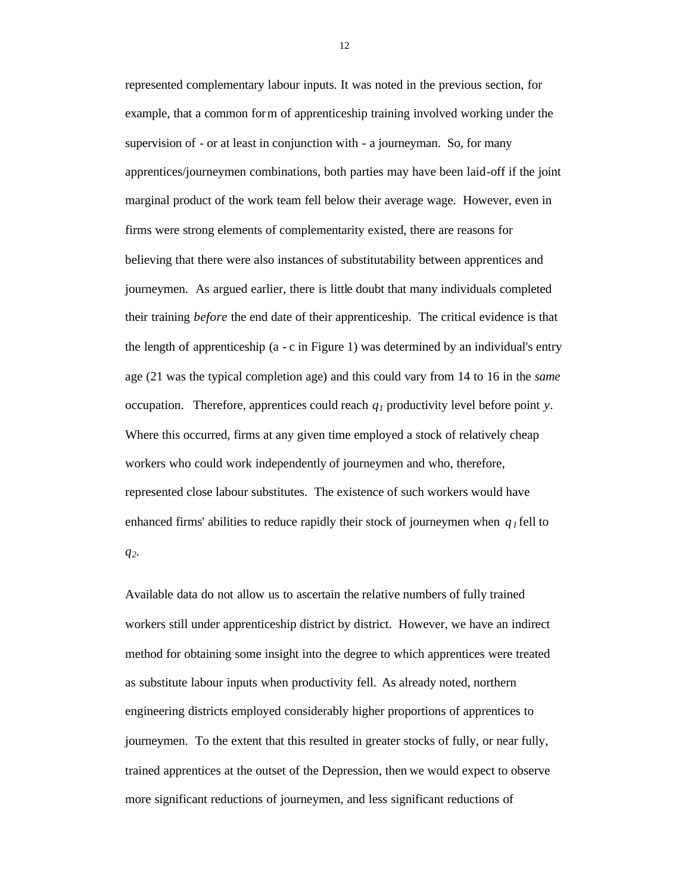represented complementary labour inputs. It was noted in the previous section, for example, that a common form of apprenticeship training involved working under the supervision of - or at least in conjunction with - a journeyman. So, for many apprentices/journeymen combinations, both parties may have been laid-off if the joint marginal product of the work team fell below their average wage. However, even in firms were strong elements of complementarity existed, there are reasons for believing that there were also instances of substitutability between apprentices and journeymen. As argued earlier, there is little doubt that many individuals completed their training *before* the end date of their apprenticeship. The critical evidence is that the length of apprenticeship (a - c in Figure 1) was determined by an individual's entry age (21 was the typical completion age) and this could vary from 14 to 16 in the *same* occupation. Therefore, apprentices could reach $q_1$ productivity level before point $y$. Where this occurred, firms at any given time employed a stock of relatively cheap workers who could work independently of journeymen and who, therefore, represented close labour substitutes. The existence of such workers would have enhanced firms' abilities to reduce rapidly their stock of journeymen when $q_1$ fell to $q_2$.

Available data do not allow us to ascertain the relative numbers of fully trained workers still under apprenticeship district by district. However, we have an indirect method for obtaining some insight into the degree to which apprentices were treated as substitute labour inputs when productivity fell. As already noted, northern engineering districts employed considerably higher proportions of apprentices to journeymen. To the extent that this resulted in greater stocks of fully, or near fully, trained apprentices at the outset of the Depression, then we would expect to observe more significant reductions of journeymen, and less significant reductions of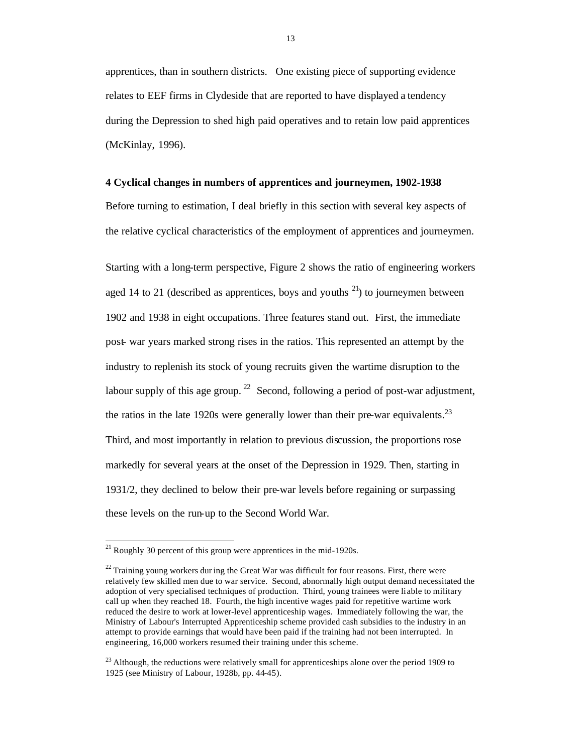apprentices, than in southern districts. One existing piece of supporting evidence relates to EEF firms in Clydeside that are reported to have displayed a tendency during the Depression to shed high paid operatives and to retain low paid apprentices (McKinlay, 1996).

## 4 Cyclical changes in numbers of apprentices and journeymen, 1902-1938

Before turning to estimation, I deal briefly in this section with several key aspects of the relative cyclical characteristics of the employment of apprentices and journeymen.

Starting with a long-term perspective, Figure 2 shows the ratio of engineering workers aged 14 to 21 (described as apprentices, boys and youths [21]) to journeymen between 1902 and 1938 in eight occupations. Three features stand out. First, the immediate post- war years marked strong rises in the ratios. This represented an attempt by the industry to replenish its stock of young recruits given the wartime disruption to the labour supply of this age group. [22] Second, following a period of post-war adjustment, the ratios in the late 1920s were generally lower than their pre-war equivalents.[23] Third, and most importantly in relation to previous discussion, the proportions rose markedly for several years at the onset of the Depression in 1929. Then, starting in 1931/2, they declined to below their pre-war levels before regaining or surpassing these levels on the run-up to the Second World War.

---

[21] Roughly 30 percent of this group were apprentices in the mid-1920s.

[22] Training young workers during the Great War was difficult for four reasons. First, there were relatively few skilled men due to war service. Second, abnormally high output demand necessitated the adoption of very specialised techniques of production. Third, young trainees were liable to military call up when they reached 18. Fourth, the high incentive wages paid for repetitive wartime work reduced the desire to work at lower-level apprenticeship wages. Immediately following the war, the Ministry of Labour's Interrupted Apprenticeship scheme provided cash subsidies to the industry in an attempt to provide earnings that would have been paid if the training had not been interrupted. In engineering, 16,000 workers resumed their training under this scheme.

[23] Although, the reductions were relatively small for apprenticeships alone over the period 1909 to 1925 (see Ministry of Labour, 1928b, pp. 44-45).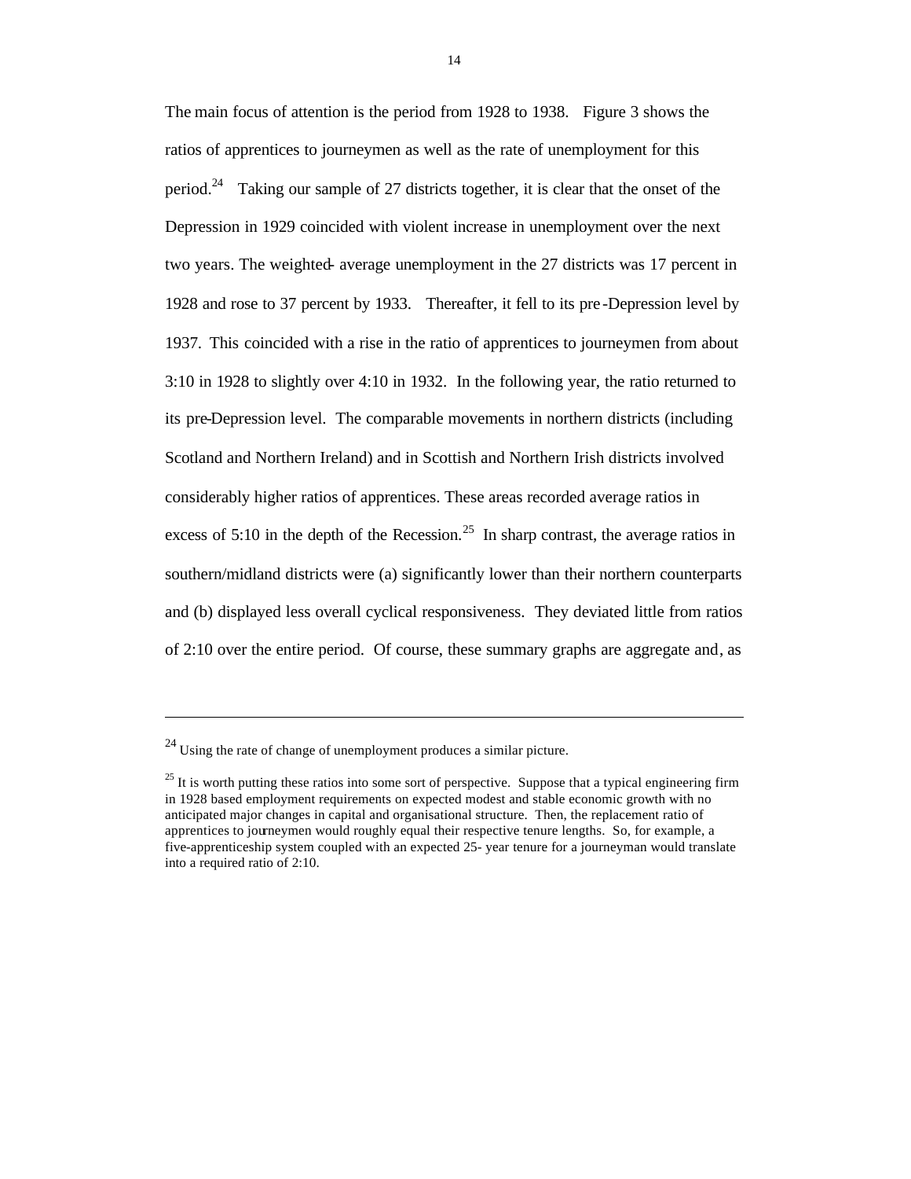The main focus of attention is the period from 1928 to 1938. Figure 3 shows the ratios of apprentices to journeymen as well as the rate of unemployment for this period.[24] Taking our sample of 27 districts together, it is clear that the onset of the Depression in 1929 coincided with violent increase in unemployment over the next two years. The weighted- average unemployment in the 27 districts was 17 percent in 1928 and rose to 37 percent by 1933. Thereafter, it fell to its pre-Depression level by 1937. This coincided with a rise in the ratio of apprentices to journeymen from about 3:10 in 1928 to slightly over 4:10 in 1932. In the following year, the ratio returned to its pre-Depression level. The comparable movements in northern districts (including Scotland and Northern Ireland) and in Scottish and Northern Irish districts involved considerably higher ratios of apprentices. These areas recorded average ratios in excess of 5:10 in the depth of the Recession.[25] In sharp contrast, the average ratios in southern/midland districts were (a) significantly lower than their northern counterparts and (b) displayed less overall cyclical responsiveness. They deviated little from ratios of 2:10 over the entire period. Of course, these summary graphs are aggregate and, as

---

[24] Using the rate of change of unemployment produces a similar picture.

[25] It is worth putting these ratios into some sort of perspective. Suppose that a typical engineering firm in 1928 based employment requirements on expected modest and stable economic growth with no anticipated major changes in capital and organisational structure. Then, the replacement ratio of apprentices to journeymen would roughly equal their respective tenure lengths. So, for example, a five-apprenticeship system coupled with an expected 25- year tenure for a journeyman would translate into a required ratio of 2:10.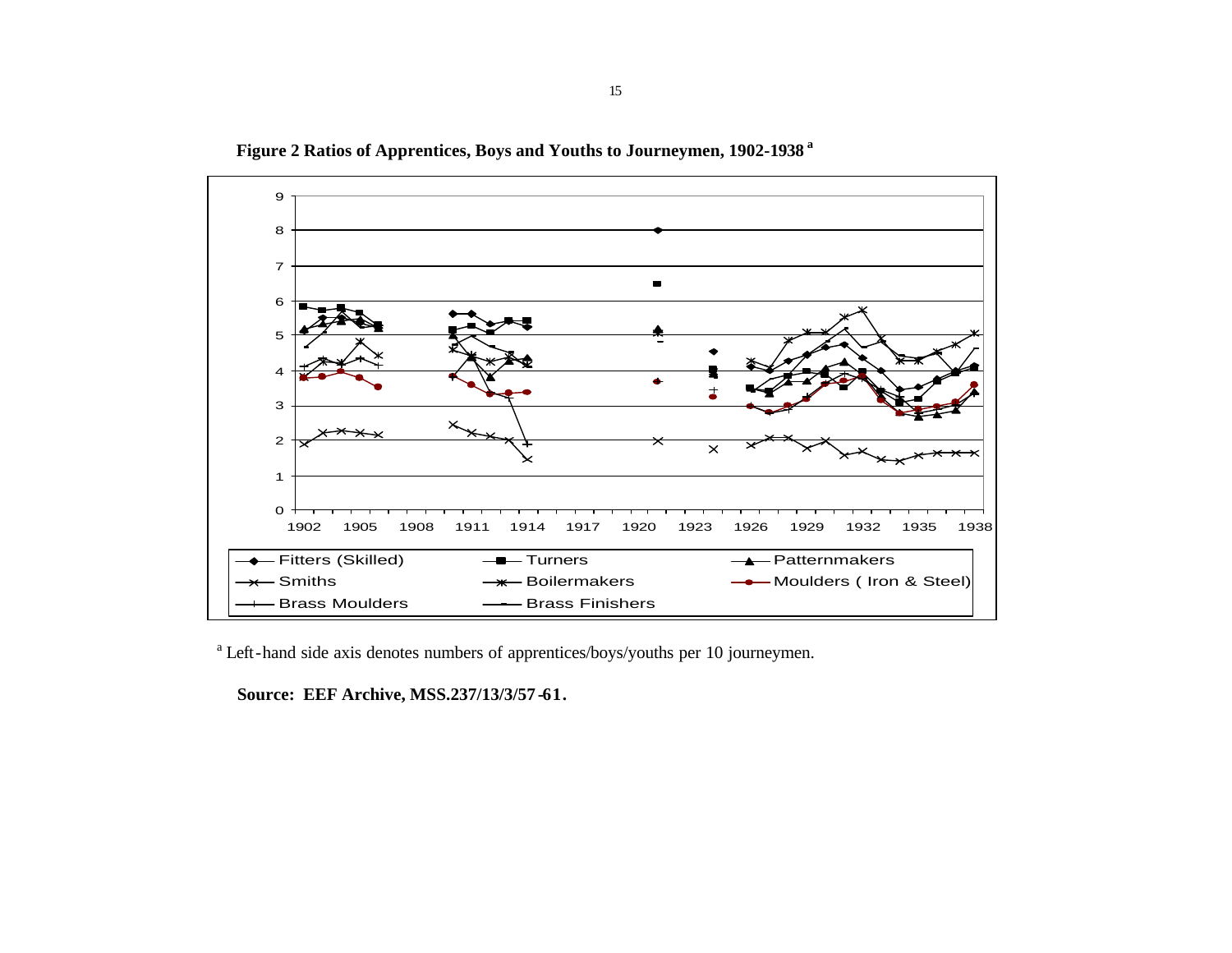**Figure 2 Ratios of Apprentices, Boys and Youths to Journeymen, 1902-1938** [a]

[a] Left-hand side axis denotes numbers of apprentices/boys/youths per 10 journeymen.

**Source: EEF Archive, MSS.237/13/3/57-61.**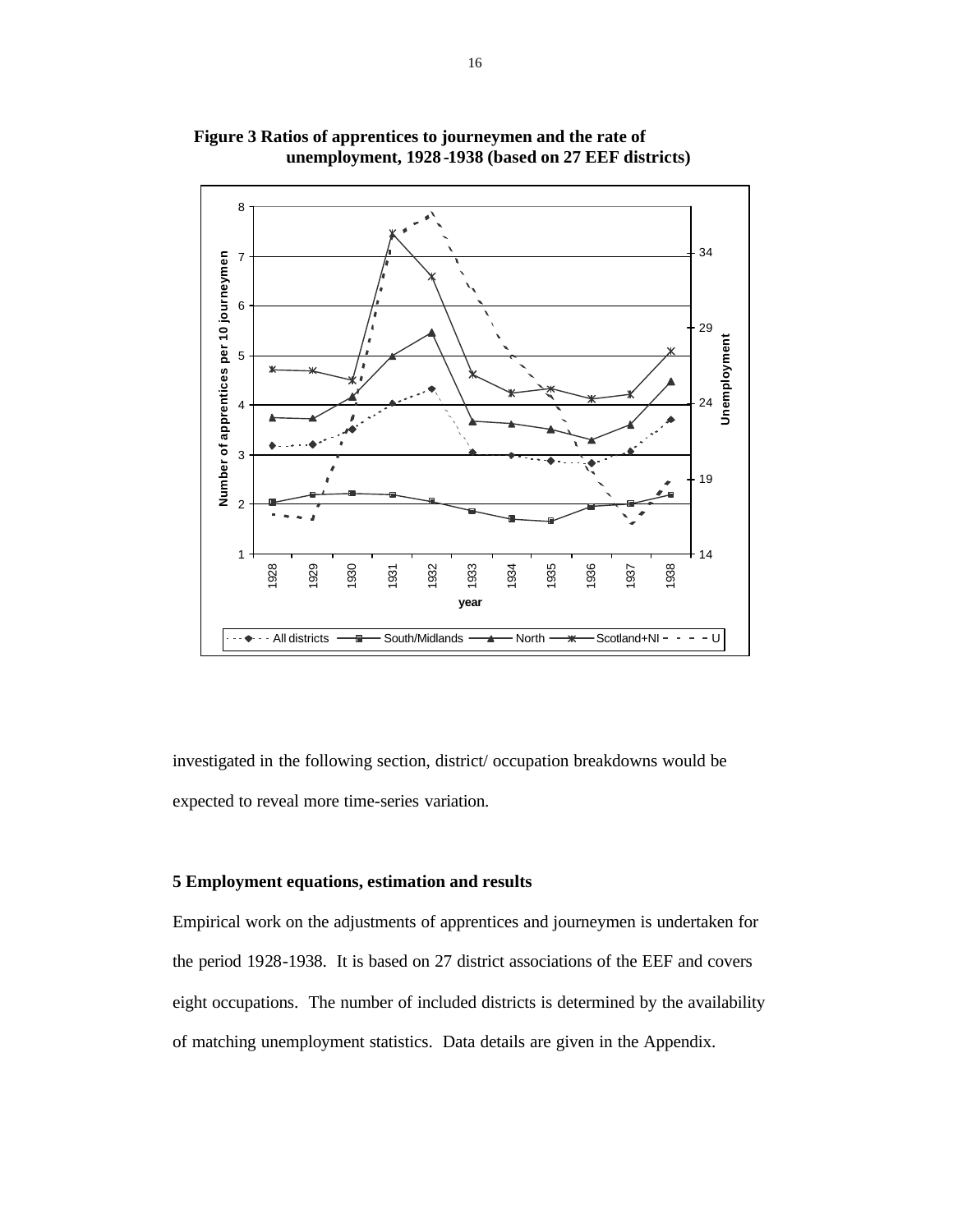**Figure 3 Ratios of apprentices to journeymen and the rate of unemployment, 1928-1938 (based on 27 EEF districts)**

investigated in the following section, district/ occupation breakdowns would be expected to reveal more time-series variation.

## 5 Employment equations, estimation and results

Empirical work on the adjustments of apprentices and journeymen is undertaken for the period 1928-1938. It is based on 27 district associations of the EEF and covers eight occupations. The number of included districts is determined by the availability of matching unemployment statistics. Data details are given in the Appendix.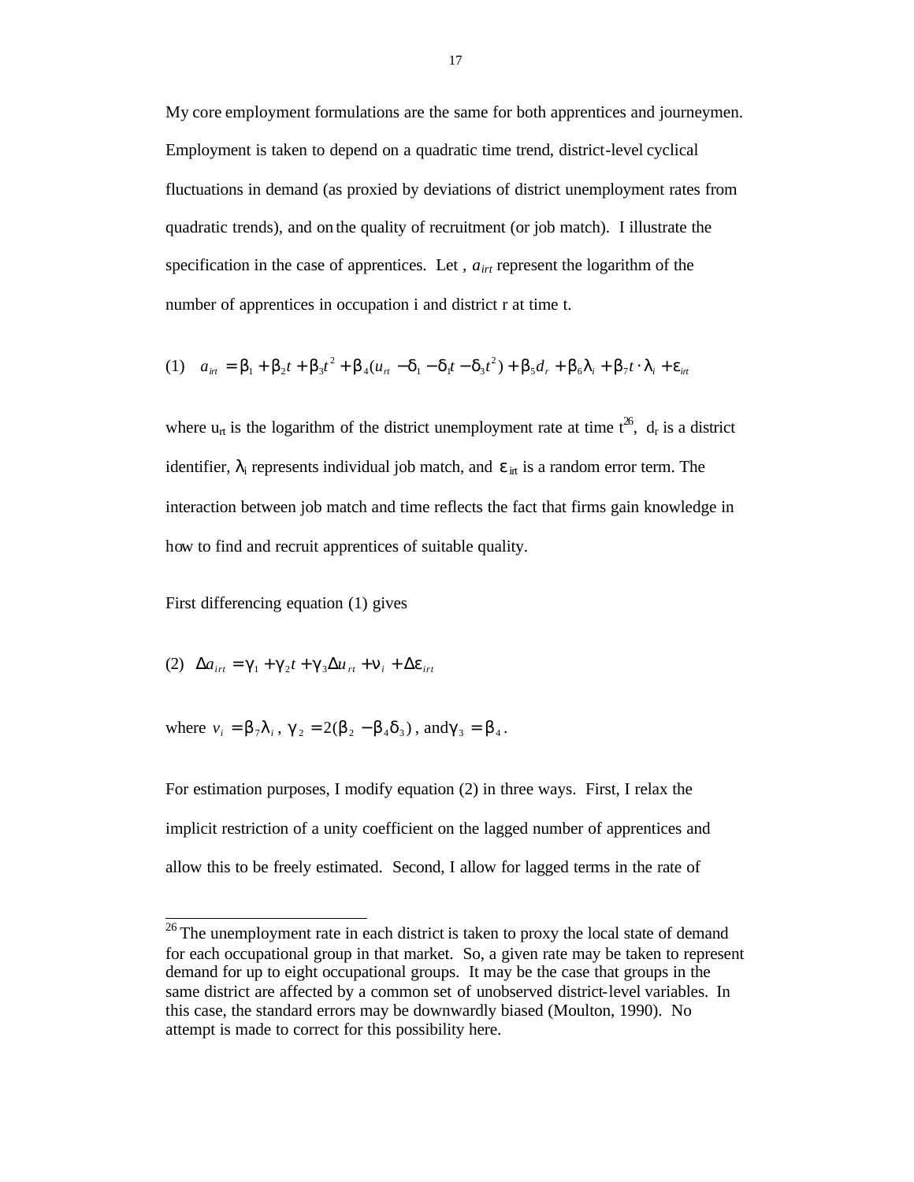My core employment formulations are the same for both apprentices and journeymen. Employment is taken to depend on a quadratic time trend, district-level cyclical fluctuations in demand (as proxied by deviations of district unemployment rates from quadratic trends), and on the quality of recruitment (or job match). I illustrate the specification in the case of apprentices. Let , $a_{irt}$ represent the logarithm of the number of apprentices in occupation i and district r at time t.

$$(1) \quad a_{irt} = \beta_1 + \beta_2 t + \beta_3 t^2 + \beta_4 (u_{rt} - \delta_1 - \delta_1 t - \delta_3 t^2) + \beta_5 d_r + \beta_6 \lambda_i + \beta_7 t \cdot \lambda_i + \varepsilon_{irt}$$

where $u_{rt}$ is the logarithm of the district unemployment rate at time t[26], $d_r$ is a district identifier, $\lambda_i$ represents individual job match, and $\varepsilon_{irt}$ is a random error term. The interaction between job match and time reflects the fact that firms gain knowledge in how to find and recruit apprentices of suitable quality.

First differencing equation (1) gives

$$(2) \quad \Delta a_{irt} = \gamma_1 + \gamma_2 t + \gamma_3 \Delta u_{rt} + \nu_i + \Delta \varepsilon_{irt}$$

where $v_i = \beta_7 \lambda_i$, $\gamma_2 = 2(\beta_2 - \beta_4 \delta_3)$, and $\gamma_3 = \beta_4$.

For estimation purposes, I modify equation (2) in three ways. First, I relax the implicit restriction of a unity coefficient on the lagged number of apprentices and allow this to be freely estimated. Second, I allow for lagged terms in the rate of

---

[26] The unemployment rate in each district is taken to proxy the local state of demand for each occupational group in that market. So, a given rate may be taken to represent demand for up to eight occupational groups. It may be the case that groups in the same district are affected by a common set of unobserved district-level variables. In this case, the standard errors may be downwardly biased (Moulton, 1990). No attempt is made to correct for this possibility here.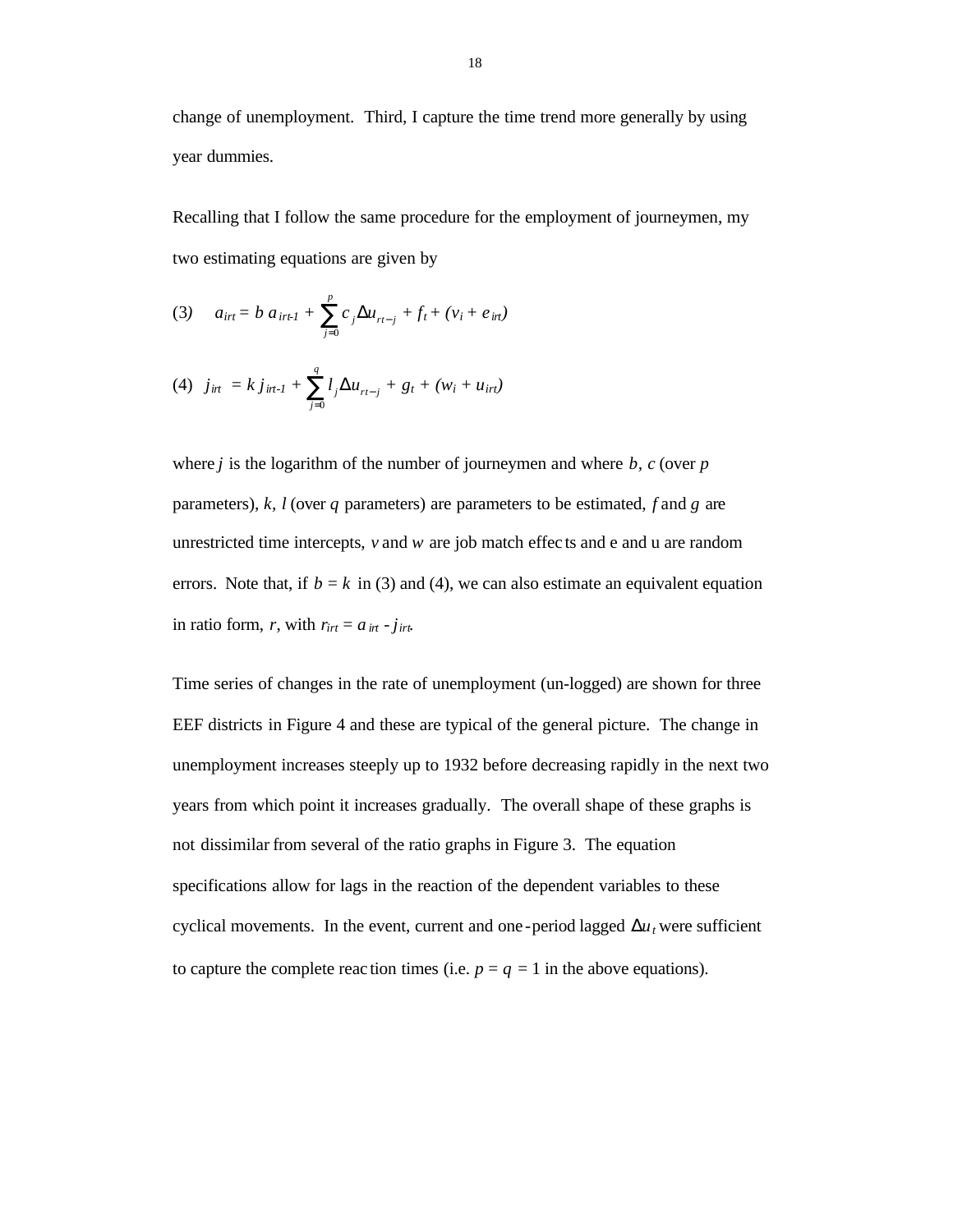change of unemployment. Third, I capture the time trend more generally by using year dummies.

Recalling that I follow the same procedure for the employment of journeymen, my two estimating equations are given by

$$(3) \quad a_{irt} = b\, a_{irt-1} + \sum_{j=0}^{p} c_j \Delta u_{rt-j} + f_t + (v_i + e_{irt})$$

$$(4) \quad j_{irt} = k\, j_{irt-1} + \sum_{j=0}^{q} l_j \Delta u_{rt-j} + g_t + (w_i + u_{irt})$$

where $j$ is the logarithm of the number of journeymen and where $b$, $c$ (over $p$ parameters), $k$, $l$ (over $q$ parameters) are parameters to be estimated, $f$ and $g$ are unrestricted time intercepts, $v$ and $w$ are job match effects and e and u are random errors. Note that, if $b = k$ in (3) and (4), we can also estimate an equivalent equation in ratio form, $r$, with $r_{irt} = a_{irt} - j_{irt}$.

Time series of changes in the rate of unemployment (un-logged) are shown for three EEF districts in Figure 4 and these are typical of the general picture. The change in unemployment increases steeply up to 1932 before decreasing rapidly in the next two years from which point it increases gradually. The overall shape of these graphs is not dissimilar from several of the ratio graphs in Figure 3. The equation specifications allow for lags in the reaction of the dependent variables to these cyclical movements. In the event, current and one-period lagged $\Delta u_t$ were sufficient to capture the complete reaction times (i.e. $p = q = 1$ in the above equations).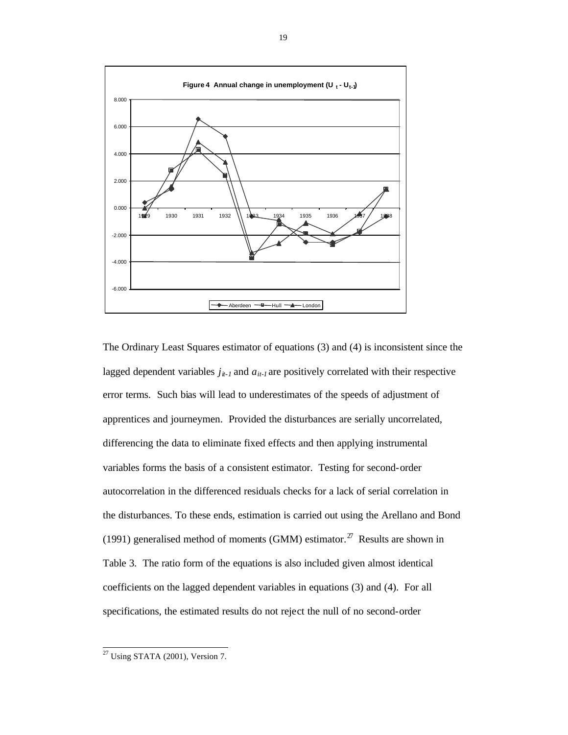Figure 4 Annual change in unemployment ($U_t - U_{t-1}$)

The Ordinary Least Squares estimator of equations (3) and (4) is inconsistent since the lagged dependent variables $j_{it-1}$ and $a_{it-1}$ are positively correlated with their respective error terms. Such bias will lead to underestimates of the speeds of adjustment of apprentices and journeymen. Provided the disturbances are serially uncorrelated, differencing the data to eliminate fixed effects and then applying instrumental variables forms the basis of a consistent estimator. Testing for second-order autocorrelation in the differenced residuals checks for a lack of serial correlation in the disturbances. To these ends, estimation is carried out using the Arellano and Bond (1991) generalised method of moments (GMM) estimator.[27] Results are shown in Table 3. The ratio form of the equations is also included given almost identical coefficients on the lagged dependent variables in equations (3) and (4). For all specifications, the estimated results do not reject the null of no second-order

[27] Using STATA (2001), Version 7.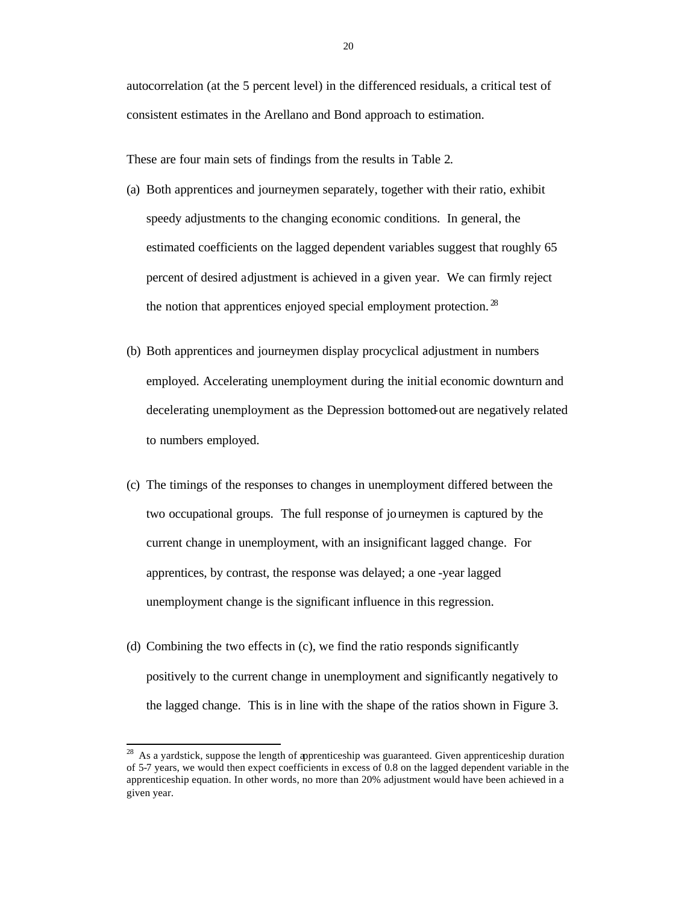autocorrelation (at the 5 percent level) in the differenced residuals, a critical test of consistent estimates in the Arellano and Bond approach to estimation.

These are four main sets of findings from the results in Table 2.

(a) Both apprentices and journeymen separately, together with their ratio, exhibit speedy adjustments to the changing economic conditions. In general, the estimated coefficients on the lagged dependent variables suggest that roughly 65 percent of desired adjustment is achieved in a given year. We can firmly reject the notion that apprentices enjoyed special employment protection.[28]

(b) Both apprentices and journeymen display procyclical adjustment in numbers employed. Accelerating unemployment during the initial economic downturn and decelerating unemployment as the Depression bottomed-out are negatively related to numbers employed.

(c) The timings of the responses to changes in unemployment differed between the two occupational groups. The full response of journeymen is captured by the current change in unemployment, with an insignificant lagged change. For apprentices, by contrast, the response was delayed; a one-year lagged unemployment change is the significant influence in this regression.

(d) Combining the two effects in (c), we find the ratio responds significantly positively to the current change in unemployment and significantly negatively to the lagged change. This is in line with the shape of the ratios shown in Figure 3.

[28] As a yardstick, suppose the length of apprenticeship was guaranteed. Given apprenticeship duration of 5-7 years, we would then expect coefficients in excess of 0.8 on the lagged dependent variable in the apprenticeship equation. In other words, no more than 20% adjustment would have been achieved in a given year.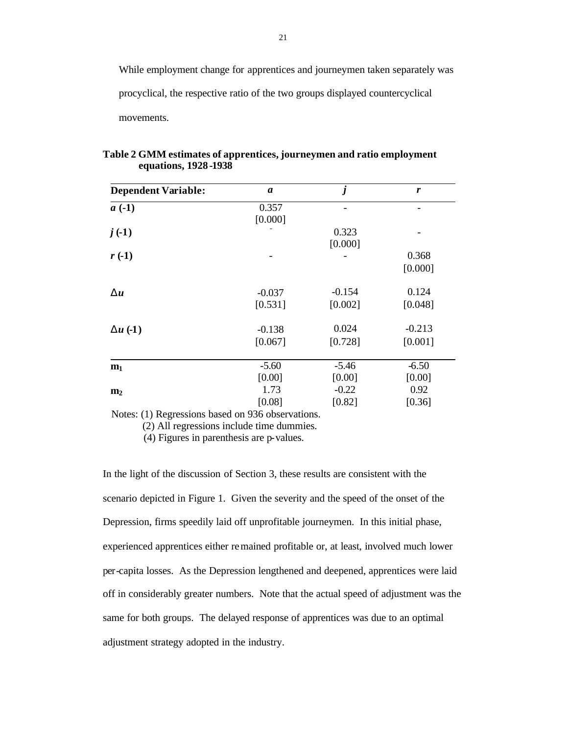While employment change for apprentices and journeymen taken separately was procyclical, the respective ratio of the two groups displayed countercyclical movements.

**Table 2 GMM estimates of apprentices, journeymen and ratio employment equations, 1928-1938**

| **Dependent Variable:** | ***a*** | ***j*** | ***r*** |
|---|---|---|---|
| ***a* (-1)** | 0.357<br>[0.000] | - | - |
| ***j* (-1)** | - | 0.323<br>[0.000] | - |
| ***r* (-1)** | - | - | 0.368<br>[0.000] |
| $\Delta u$ | -0.037<br>[0.531] | -0.154<br>[0.002] | 0.124<br>[0.048] |
| $\Delta u$ **(-1)** | -0.138<br>[0.067] | 0.024<br>[0.728] | -0.213<br>[0.001] |
| $\mathbf{m_1}$ | -5.60<br>[0.00] | -5.46<br>[0.00] | -6.50<br>[0.00] |
| $\mathbf{m_2}$ | 1.73<br>[0.08] | -0.22<br>[0.82] | 0.92<br>[0.36] |

Notes: (1) Regressions based on 936 observations.
(2) All regressions include time dummies.
(4) Figures in parenthesis are p-values.

In the light of the discussion of Section 3, these results are consistent with the scenario depicted in Figure 1. Given the severity and the speed of the onset of the Depression, firms speedily laid off unprofitable journeymen. In this initial phase, experienced apprentices either remained profitable or, at least, involved much lower per-capita losses. As the Depression lengthened and deepened, apprentices were laid off in considerably greater numbers. Note that the actual speed of adjustment was the same for both groups. The delayed response of apprentices was due to an optimal adjustment strategy adopted in the industry.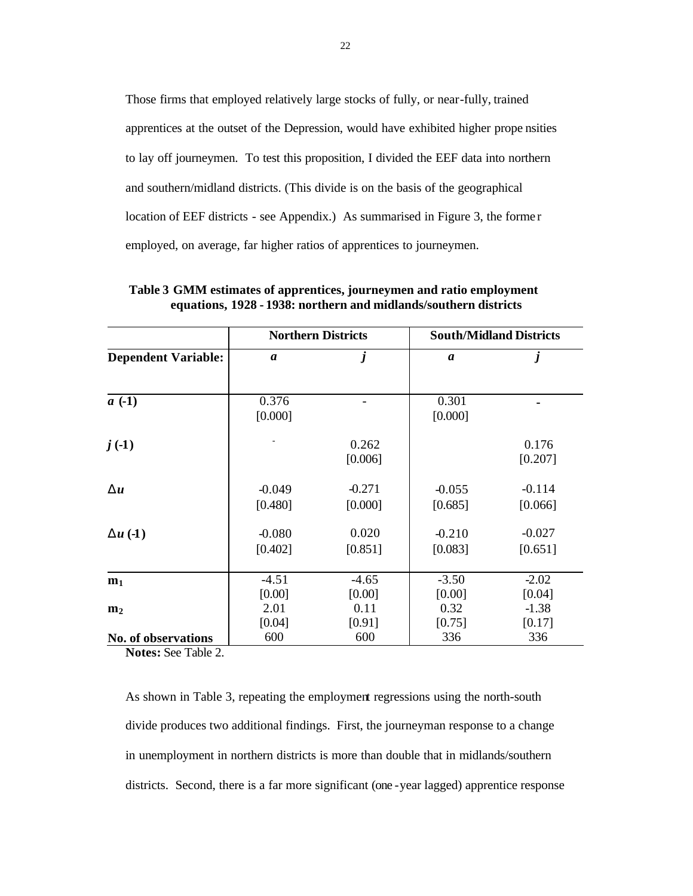Those firms that employed relatively large stocks of fully, or near-fully, trained apprentices at the outset of the Depression, would have exhibited higher propensities to lay off journeymen. To test this proposition, I divided the EEF data into northern and southern/midland districts. (This divide is on the basis of the geographical location of EEF districts - see Appendix.) As summarised in Figure 3, the former employed, on average, far higher ratios of apprentices to journeymen.

**Table 3 GMM estimates of apprentices, journeymen and ratio employment equations, 1928 - 1938: northern and midlands/southern districts**

| | **Northern Districts** | | **South/Midland Districts** | |
|---|---|---|---|---|
| **Dependent Variable:** | ***a*** | ***j*** | ***a*** | ***j*** |
| ***a* (-1)** | 0.376 [0.000] | - | 0.301 [0.000] | - |
| ***j* (-1)** | - | 0.262 [0.006] | | 0.176 [0.207] |
| **$\Delta u$** | -0.049 [0.480] | -0.271 [0.000] | -0.055 [0.685] | -0.114 [0.066] |
| **$\Delta u$ (-1)** | -0.080 [0.402] | 0.020 [0.851] | -0.210 [0.083] | -0.027 [0.651] |
| **$m_1$** | -4.51 [0.00] | -4.65 [0.00] | -3.50 [0.00] | -2.02 [0.04] |
| **$m_2$** | 2.01 [0.04] | 0.11 [0.91] | 0.32 [0.75] | -1.38 [0.17] |
| **No. of observations** | 600 | 600 | 336 | 336 |

**Notes:** See Table 2.

As shown in Table 3, repeating the employment regressions using the north-south divide produces two additional findings. First, the journeyman response to a change in unemployment in northern districts is more than double that in midlands/southern districts. Second, there is a far more significant (one-year lagged) apprentice response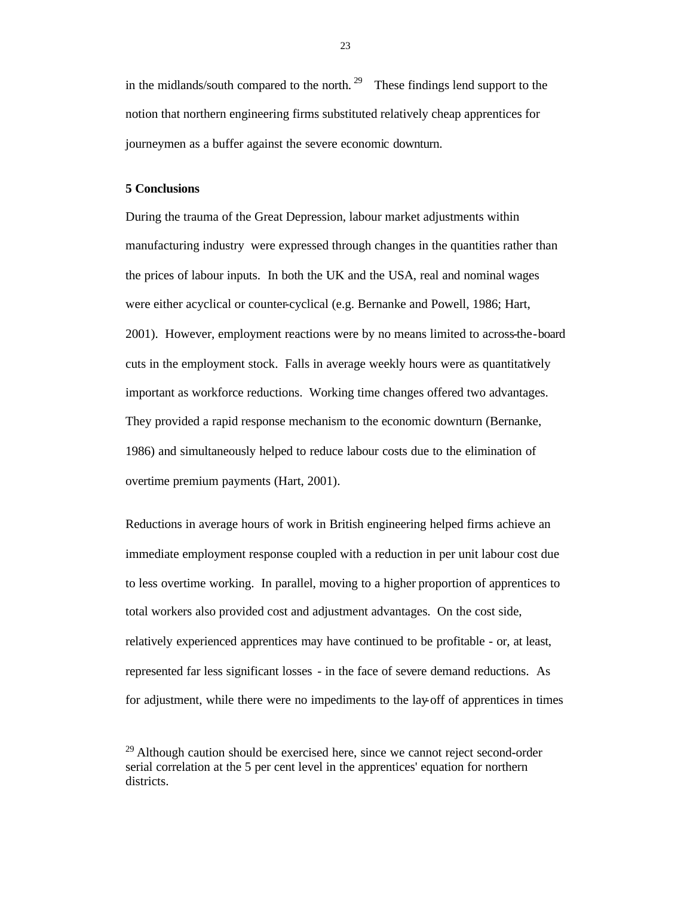in the midlands/south compared to the north.[29] These findings lend support to the notion that northern engineering firms substituted relatively cheap apprentices for journeymen as a buffer against the severe economic downturn.

## 5 Conclusions

During the trauma of the Great Depression, labour market adjustments within manufacturing industry were expressed through changes in the quantities rather than the prices of labour inputs. In both the UK and the USA, real and nominal wages were either acyclical or counter-cyclical (e.g. Bernanke and Powell, 1986; Hart, 2001). However, employment reactions were by no means limited to across-the-board cuts in the employment stock. Falls in average weekly hours were as quantitatively important as workforce reductions. Working time changes offered two advantages. They provided a rapid response mechanism to the economic downturn (Bernanke, 1986) and simultaneously helped to reduce labour costs due to the elimination of overtime premium payments (Hart, 2001).

Reductions in average hours of work in British engineering helped firms achieve an immediate employment response coupled with a reduction in per unit labour cost due to less overtime working. In parallel, moving to a higher proportion of apprentices to total workers also provided cost and adjustment advantages. On the cost side, relatively experienced apprentices may have continued to be profitable - or, at least, represented far less significant losses - in the face of severe demand reductions. As for adjustment, while there were no impediments to the lay-off of apprentices in times

[29] Although caution should be exercised here, since we cannot reject second-order serial correlation at the 5 per cent level in the apprentices' equation for northern districts.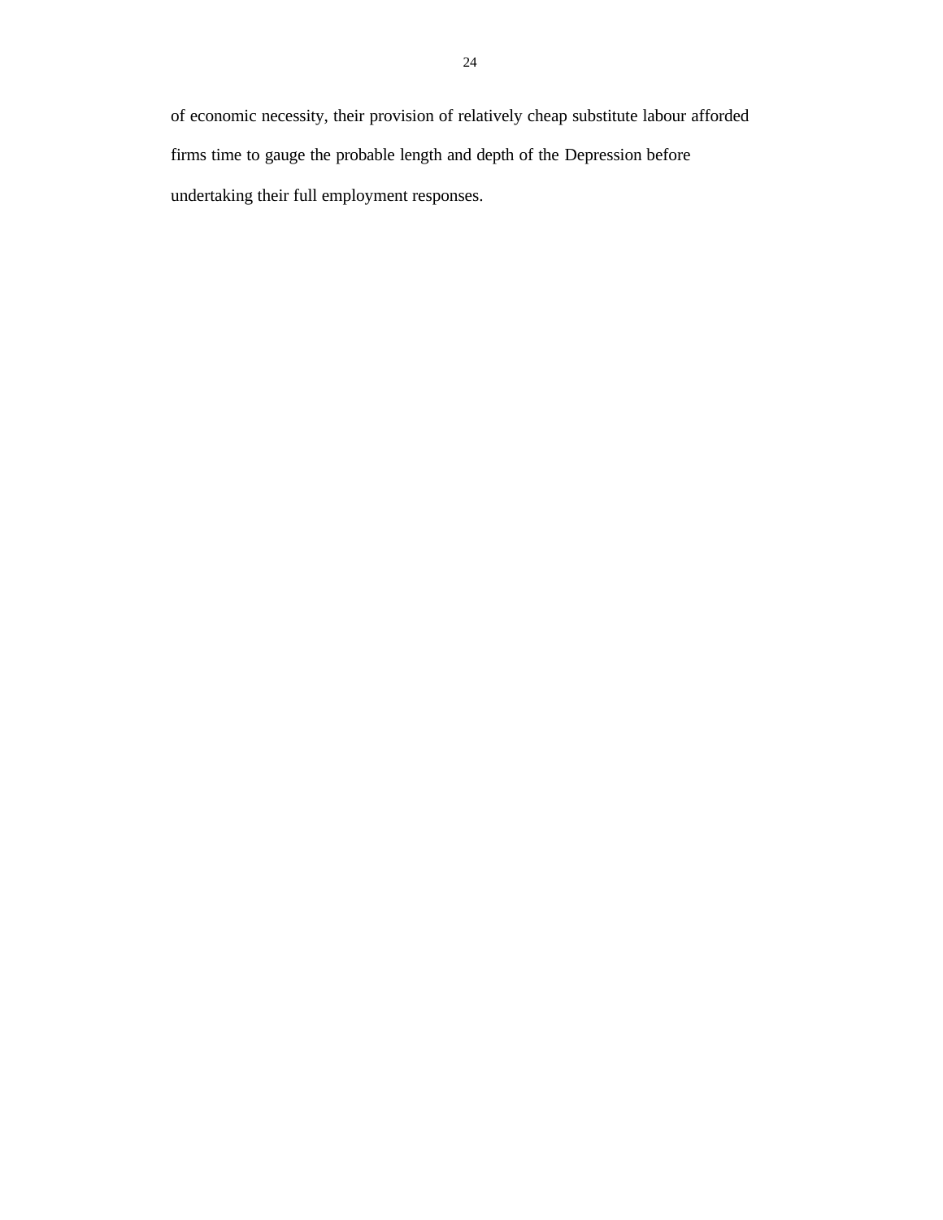of economic necessity, their provision of relatively cheap substitute labour afforded firms time to gauge the probable length and depth of the Depression before undertaking their full employment responses.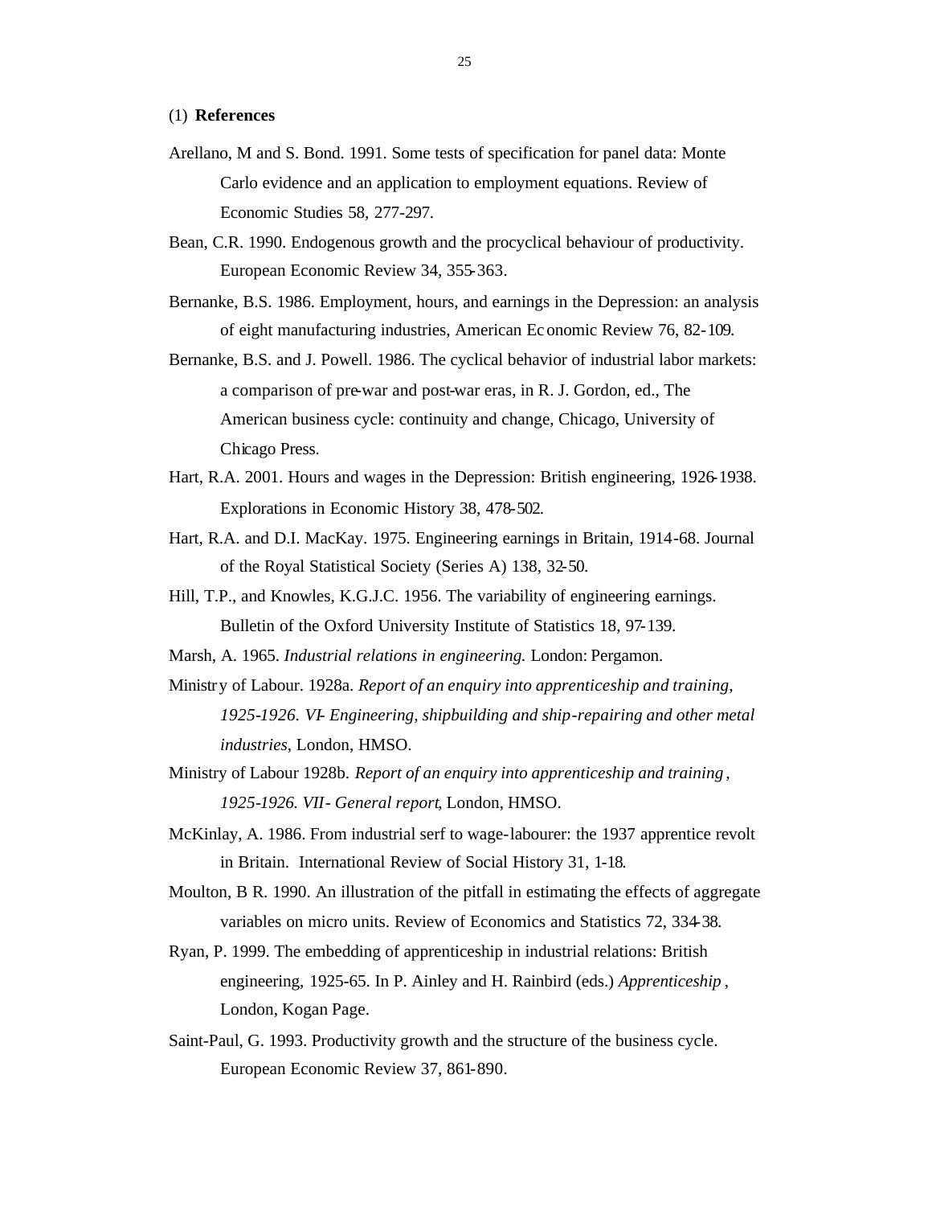## (1) **References**

Arellano, M and S. Bond. 1991. Some tests of specification for panel data: Monte Carlo evidence and an application to employment equations. Review of Economic Studies 58, 277-297.

Bean, C.R. 1990. Endogenous growth and the procyclical behaviour of productivity. European Economic Review 34, 355-363.

Bernanke, B.S. 1986. Employment, hours, and earnings in the Depression: an analysis of eight manufacturing industries, American Economic Review 76, 82-109.

Bernanke, B.S. and J. Powell. 1986. The cyclical behavior of industrial labor markets: a comparison of pre-war and post-war eras, in R. J. Gordon, ed., The American business cycle: continuity and change, Chicago, University of Chicago Press.

Hart, R.A. 2001. Hours and wages in the Depression: British engineering, 1926-1938. Explorations in Economic History 38, 478-502.

Hart, R.A. and D.I. MacKay. 1975. Engineering earnings in Britain, 1914-68. Journal of the Royal Statistical Society (Series A) 138, 32-50.

Hill, T.P., and Knowles, K.G.J.C. 1956. The variability of engineering earnings. Bulletin of the Oxford University Institute of Statistics 18, 97-139.

Marsh, A. 1965. *Industrial relations in engineering.* London: Pergamon.

Ministry of Labour. 1928a. *Report of an enquiry into apprenticeship and training, 1925-1926. VI- Engineering, shipbuilding and ship-repairing and other metal industries*, London, HMSO.

Ministry of Labour 1928b. *Report of an enquiry into apprenticeship and training, 1925-1926. VII- General report*, London, HMSO.

McKinlay, A. 1986. From industrial serf to wage-labourer: the 1937 apprentice revolt in Britain. International Review of Social History 31, 1-18.

Moulton, B R. 1990. An illustration of the pitfall in estimating the effects of aggregate variables on micro units. Review of Economics and Statistics 72, 334-38.

Ryan, P. 1999. The embedding of apprenticeship in industrial relations: British engineering, 1925-65. In P. Ainley and H. Rainbird (eds.) *Apprenticeship*, London, Kogan Page.

Saint-Paul, G. 1993. Productivity growth and the structure of the business cycle. European Economic Review 37, 861-890.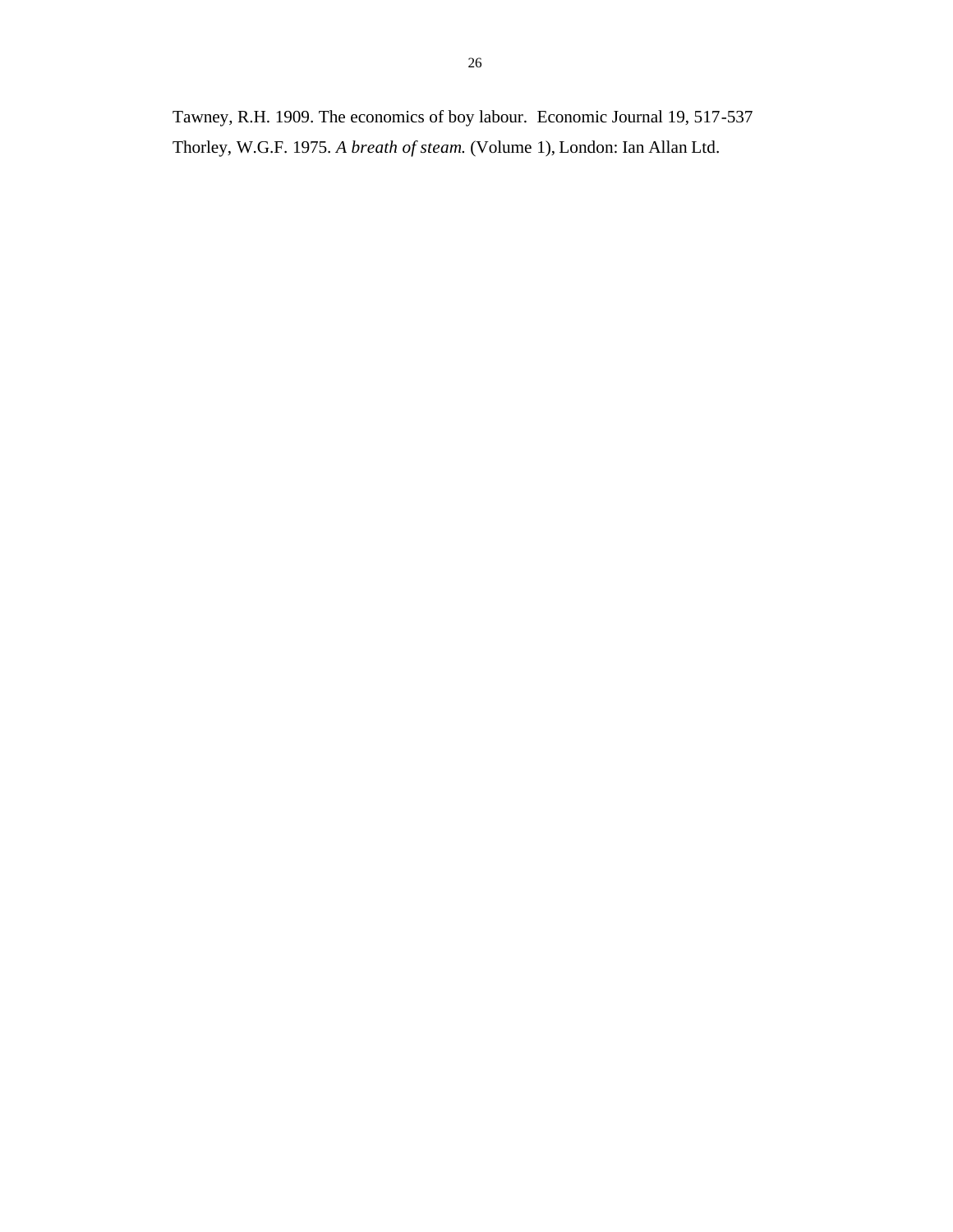Tawney, R.H. 1909. The economics of boy labour. Economic Journal 19, 517-537

Thorley, W.G.F. 1975. *A breath of steam.* (Volume 1), London: Ian Allan Ltd.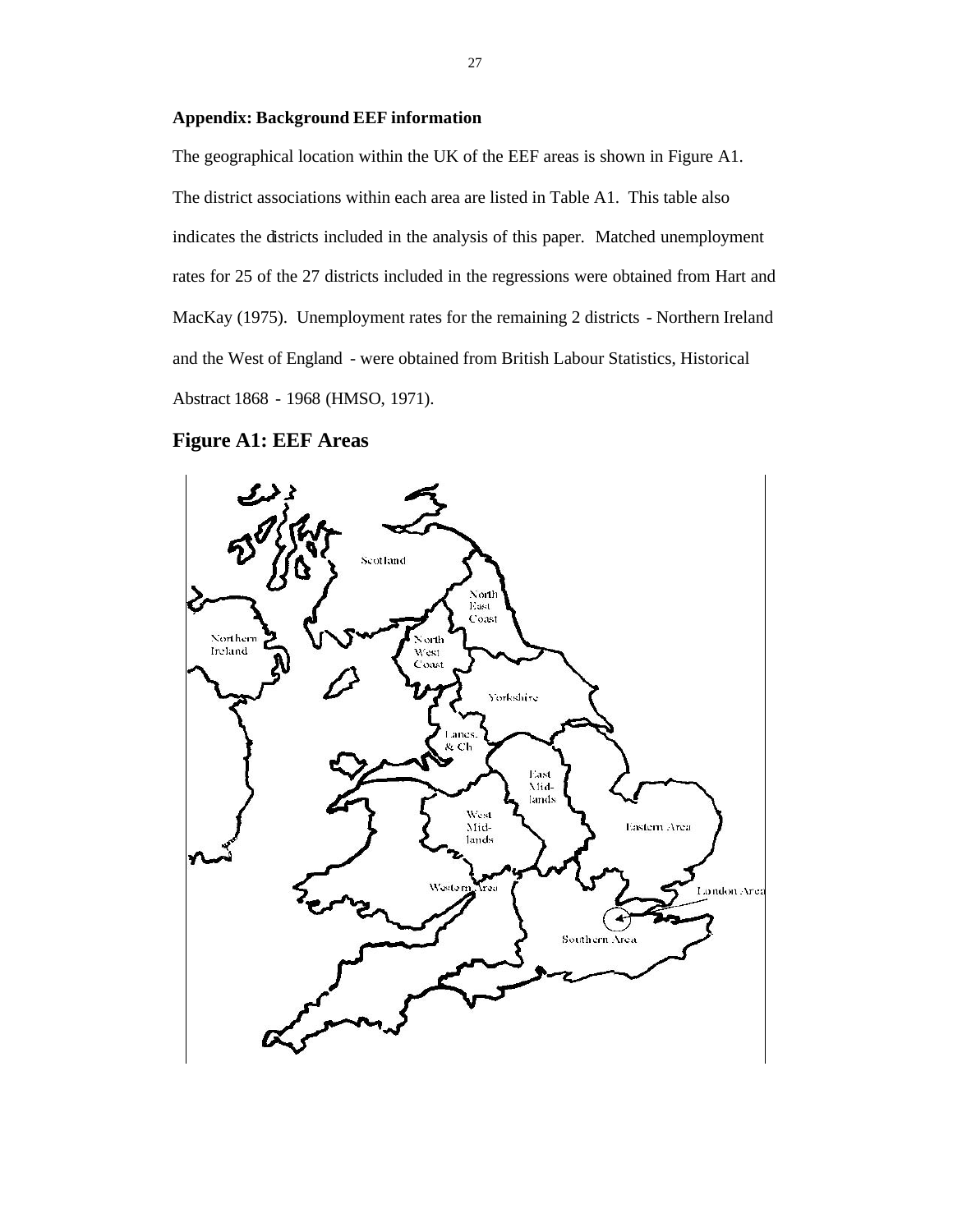**Appendix: Background EEF information**

The geographical location within the UK of the EEF areas is shown in Figure A1. The district associations within each area are listed in Table A1. This table also indicates the districts included in the analysis of this paper. Matched unemployment rates for 25 of the 27 districts included in the regressions were obtained from Hart and MacKay (1975). Unemployment rates for the remaining 2 districts - Northern Ireland and the West of England - were obtained from British Labour Statistics, Historical Abstract 1868 - 1968 (HMSO, 1971).

## Figure A1: EEF Areas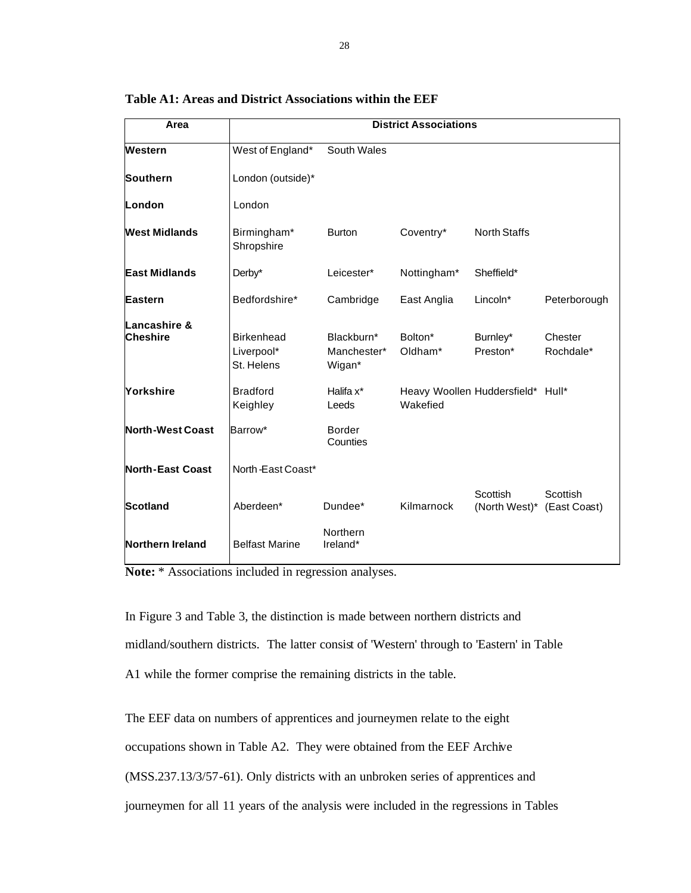**Table A1: Areas and District Associations within the EEF**

| Area | District Associations | | | | |
|---|---|---|---|---|---|
| **Western** | West of England* | South Wales | | | |
| **Southern** | London (outside)* | | | | |
| **London** | London | | | | |
| **West Midlands** | Birmingham* Shropshire | Burton | Coventry* | North Staffs | |
| **East Midlands** | Derby* | Leicester* | Nottingham* | Sheffield* | |
| **Eastern** | Bedfordshire* | Cambridge | East Anglia | Lincoln* | Peterborough |
| **Lancashire & Cheshire** | Birkenhead Liverpool* St. Helens | Blackburn* Manchester* Wigan* | Bolton* Oldham* | Burnley* Preston* | Chester Rochdale* |
| **Yorkshire** | Bradford Keighley | Halifax* Leeds | Heavy Woollen Wakefied | Huddersfield* | Hull* |
| **North-West Coast** | Barrow* | Border Counties | | | |
| **North-East Coast** | North-East Coast* | | | | |
| **Scotland** | Aberdeen* | Dundee* | Kilmarnock | Scottish (North West)* | Scottish (East Coast) |
| **Northern Ireland** | Belfast Marine | Northern Ireland* | | | |

**Note:** * Associations included in regression analyses.

In Figure 3 and Table 3, the distinction is made between northern districts and midland/southern districts. The latter consist of 'Western' through to 'Eastern' in Table A1 while the former comprise the remaining districts in the table.

The EEF data on numbers of apprentices and journeymen relate to the eight occupations shown in Table A2. They were obtained from the EEF Archive (MSS.237.13/3/57-61). Only districts with an unbroken series of apprentices and journeymen for all 11 years of the analysis were included in the regressions in Tables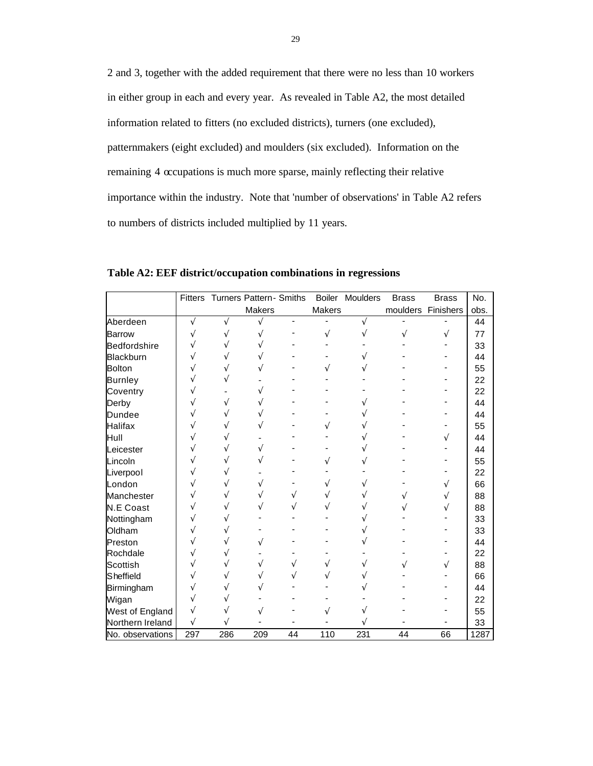2 and 3, together with the added requirement that there were no less than 10 workers in either group in each and every year. As revealed in Table A2, the most detailed information related to fitters (no excluded districts), turners (one excluded), patternmakers (eight excluded) and moulders (six excluded). Information on the remaining 4 occupations is much more sparse, mainly reflecting their relative importance within the industry. Note that 'number of observations' in Table A2 refers to numbers of districts included multiplied by 11 years.

**Table A2: EEF district/occupation combinations in regressions**

| | Fitters | Turners | Pattern-Makers | Smiths | Boiler Makers | Moulders | Brass moulders | Brass Finishers | No. obs. |
|---|---|---|---|---|---|---|---|---|---|
| Aberdeen | √ | √ | √ | - | - | √ | - | - | 44 |
| Barrow | √ | √ | √ | - | √ | √ | √ | √ | 77 |
| Bedfordshire | √ | √ | √ | - | - | - | - | - | 33 |
| Blackburn | √ | √ | √ | - | - | √ | - | - | 44 |
| Bolton | √ | √ | √ | - | √ | √ | - | - | 55 |
| Burnley | √ | √ | - | - | - | - | - | - | 22 |
| Coventry | √ | - | √ | - | - | - | - | - | 22 |
| Derby | √ | √ | √ | - | - | √ | - | - | 44 |
| Dundee | √ | √ | √ | - | - | √ | - | - | 44 |
| Halifax | √ | √ | √ | - | √ | √ | - | - | 55 |
| Hull | √ | √ | - | - | - | √ | - | √ | 44 |
| Leicester | √ | √ | √ | - | - | √ | - | - | 44 |
| Lincoln | √ | √ | √ | - | √ | √ | - | - | 55 |
| Liverpool | √ | √ | - | - | - | - | - | - | 22 |
| London | √ | √ | √ | - | √ | √ | - | √ | 66 |
| Manchester | √ | √ | √ | √ | √ | √ | √ | √ | 88 |
| N.E Coast | √ | √ | √ | √ | √ | √ | √ | √ | 88 |
| Nottingham | √ | √ | - | - | - | √ | - | - | 33 |
| Oldham | √ | √ | - | - | - | √ | - | - | 33 |
| Preston | √ | √ | √ | - | - | √ | - | - | 44 |
| Rochdale | √ | √ | - | - | - | - | - | - | 22 |
| Scottish | √ | √ | √ | √ | √ | √ | √ | √ | 88 |
| Sheffield | √ | √ | √ | √ | √ | √ | - | - | 66 |
| Birmingham | √ | √ | √ | - | - | √ | - | - | 44 |
| Wigan | √ | √ | - | - | - | - | - | - | 22 |
| West of England | √ | √ | √ | - | √ | √ | - | - | 55 |
| Northern Ireland | √ | √ | - | - | - | √ | - | - | 33 |
| No. observations | 297 | 286 | 209 | 44 | 110 | 231 | 44 | 66 | 1287 |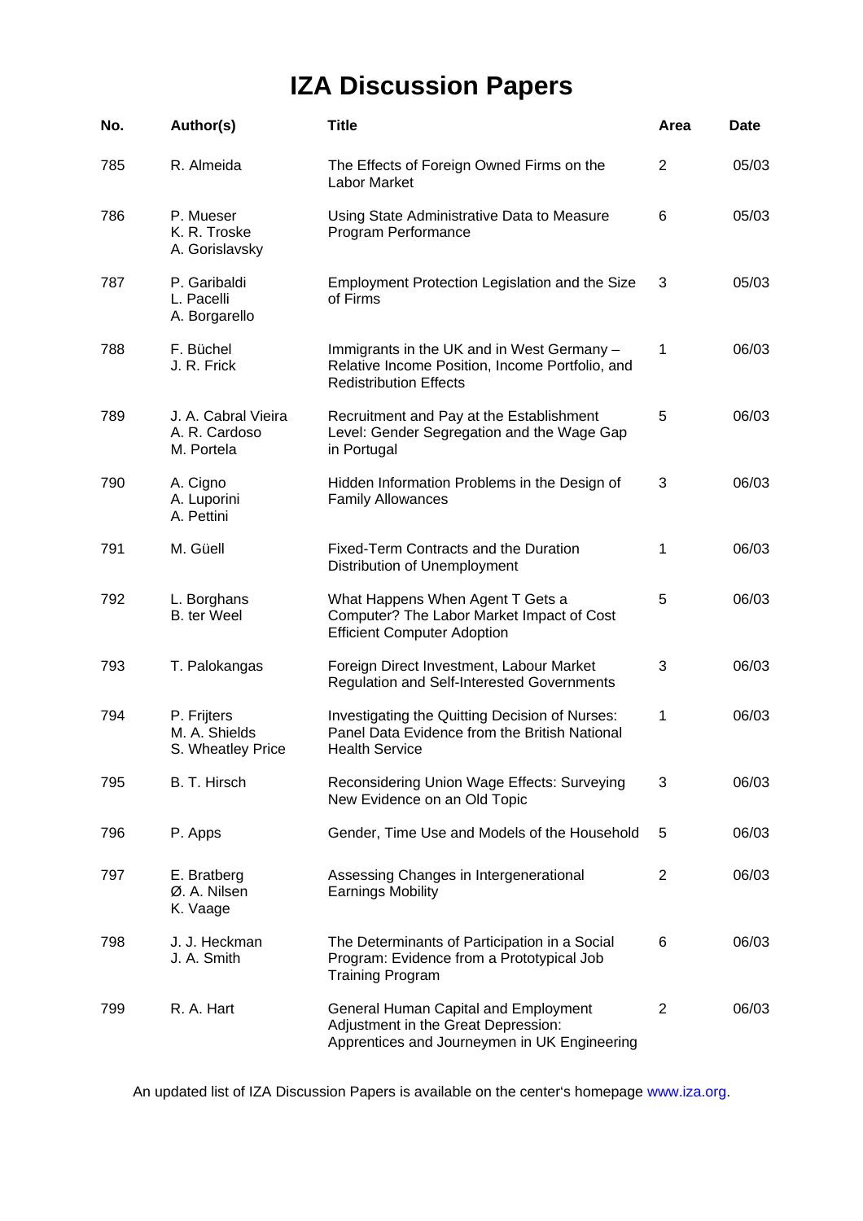# IZA Discussion Papers

| No. | Author(s) | Title | Area | Date |
|---|---|---|---|---|
| 785 | R. Almeida | The Effects of Foreign Owned Firms on the Labor Market | 2 | 05/03 |
| 786 | P. Mueser<br>K. R. Troske<br>A. Gorislavsky | Using State Administrative Data to Measure Program Performance | 6 | 05/03 |
| 787 | P. Garibaldi<br>L. Pacelli<br>A. Borgarello | Employment Protection Legislation and the Size of Firms | 3 | 05/03 |
| 788 | F. Büchel<br>J. R. Frick | Immigrants in the UK and in West Germany – Relative Income Position, Income Portfolio, and Redistribution Effects | 1 | 06/03 |
| 789 | J. A. Cabral Vieira<br>A. R. Cardoso<br>M. Portela | Recruitment and Pay at the Establishment Level: Gender Segregation and the Wage Gap in Portugal | 5 | 06/03 |
| 790 | A. Cigno<br>A. Luporini<br>A. Pettini | Hidden Information Problems in the Design of Family Allowances | 3 | 06/03 |
| 791 | M. Güell | Fixed-Term Contracts and the Duration Distribution of Unemployment | 1 | 06/03 |
| 792 | L. Borghans<br>B. ter Weel | What Happens When Agent T Gets a Computer? The Labor Market Impact of Cost Efficient Computer Adoption | 5 | 06/03 |
| 793 | T. Palokangas | Foreign Direct Investment, Labour Market Regulation and Self-Interested Governments | 3 | 06/03 |
| 794 | P. Frijters<br>M. A. Shields<br>S. Wheatley Price | Investigating the Quitting Decision of Nurses: Panel Data Evidence from the British National Health Service | 1 | 06/03 |
| 795 | B. T. Hirsch | Reconsidering Union Wage Effects: Surveying New Evidence on an Old Topic | 3 | 06/03 |
| 796 | P. Apps | Gender, Time Use and Models of the Household | 5 | 06/03 |
| 797 | E. Bratberg<br>Ø. A. Nilsen<br>K. Vaage | Assessing Changes in Intergenerational Earnings Mobility | 2 | 06/03 |
| 798 | J. J. Heckman<br>J. A. Smith | The Determinants of Participation in a Social Program: Evidence from a Prototypical Job Training Program | 6 | 06/03 |
| 799 | R. A. Hart | General Human Capital and Employment Adjustment in the Great Depression: Apprentices and Journeymen in UK Engineering | 2 | 06/03 |

An updated list of IZA Discussion Papers is available on the center's homepage www.iza.org.